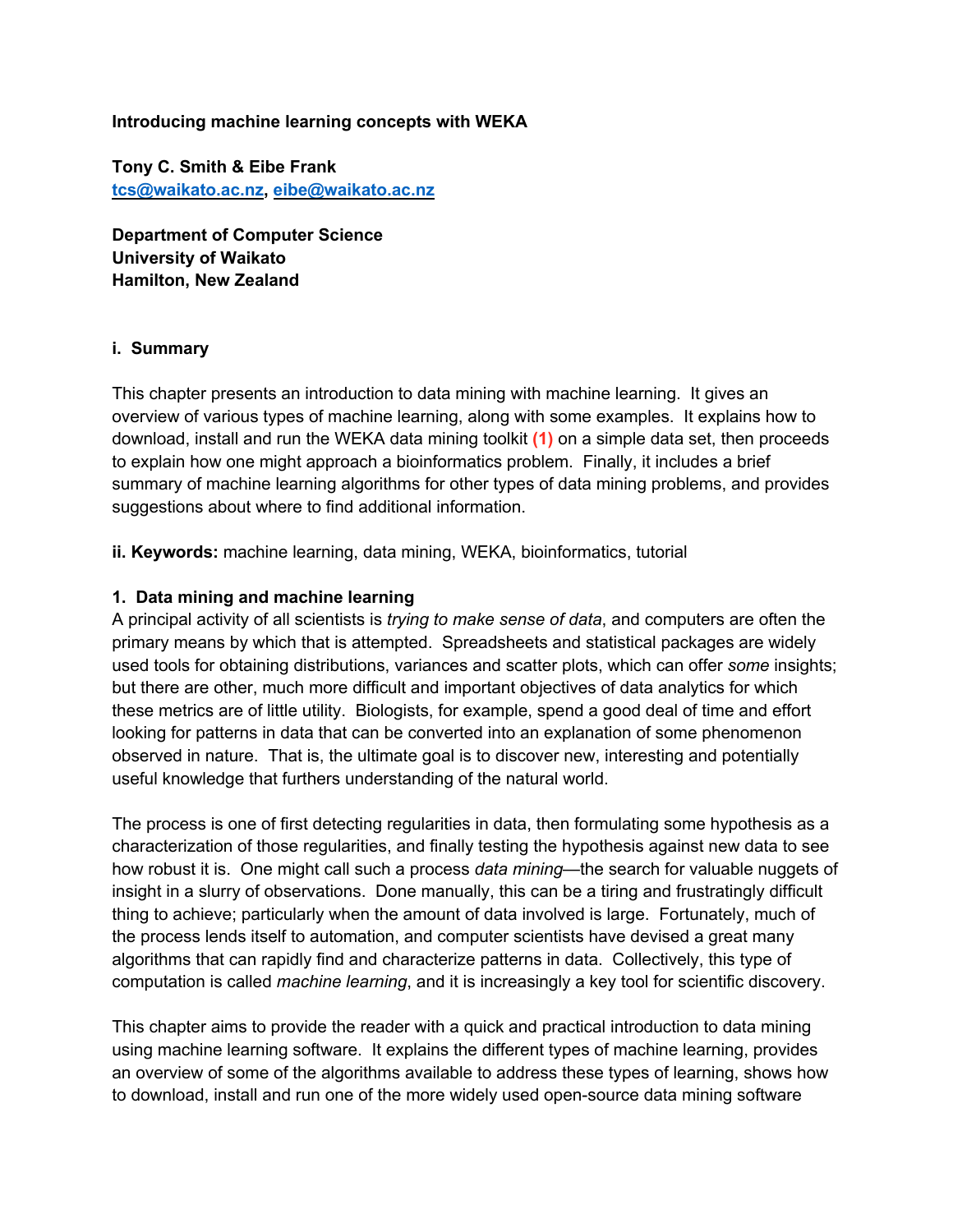**Introducing machine learning concepts with WEKA**

**Tony C. Smith & Eibe Frank**
**tcs@waikato.ac.nz, eibe@waikato.ac.nz**

**Department of Computer Science**
**University of Waikato**
**Hamilton, New Zealand**

## i. Summary

This chapter presents an introduction to data mining with machine learning. It gives an overview of various types of machine learning, along with some examples. It explains how to download, install and run the WEKA data mining toolkit **(1)** on a simple data set, then proceeds to explain how one might approach a bioinformatics problem. Finally, it includes a brief summary of machine learning algorithms for other types of data mining problems, and provides suggestions about where to find additional information.

**ii. Keywords:** machine learning, data mining, WEKA, bioinformatics, tutorial

## 1. Data mining and machine learning

A principal activity of all scientists is *trying to make sense of data*, and computers are often the primary means by which that is attempted. Spreadsheets and statistical packages are widely used tools for obtaining distributions, variances and scatter plots, which can offer *some* insights; but there are other, much more difficult and important objectives of data analytics for which these metrics are of little utility. Biologists, for example, spend a good deal of time and effort looking for patterns in data that can be converted into an explanation of some phenomenon observed in nature. That is, the ultimate goal is to discover new, interesting and potentially useful knowledge that furthers understanding of the natural world.

The process is one of first detecting regularities in data, then formulating some hypothesis as a characterization of those regularities, and finally testing the hypothesis against new data to see how robust it is. One might call such a process *data mining*—the search for valuable nuggets of insight in a slurry of observations. Done manually, this can be a tiring and frustratingly difficult thing to achieve; particularly when the amount of data involved is large. Fortunately, much of the process lends itself to automation, and computer scientists have devised a great many algorithms that can rapidly find and characterize patterns in data. Collectively, this type of computation is called *machine learning*, and it is increasingly a key tool for scientific discovery.

This chapter aims to provide the reader with a quick and practical introduction to data mining using machine learning software. It explains the different types of machine learning, provides an overview of some of the algorithms available to address these types of learning, shows how to download, install and run one of the more widely used open-source data mining software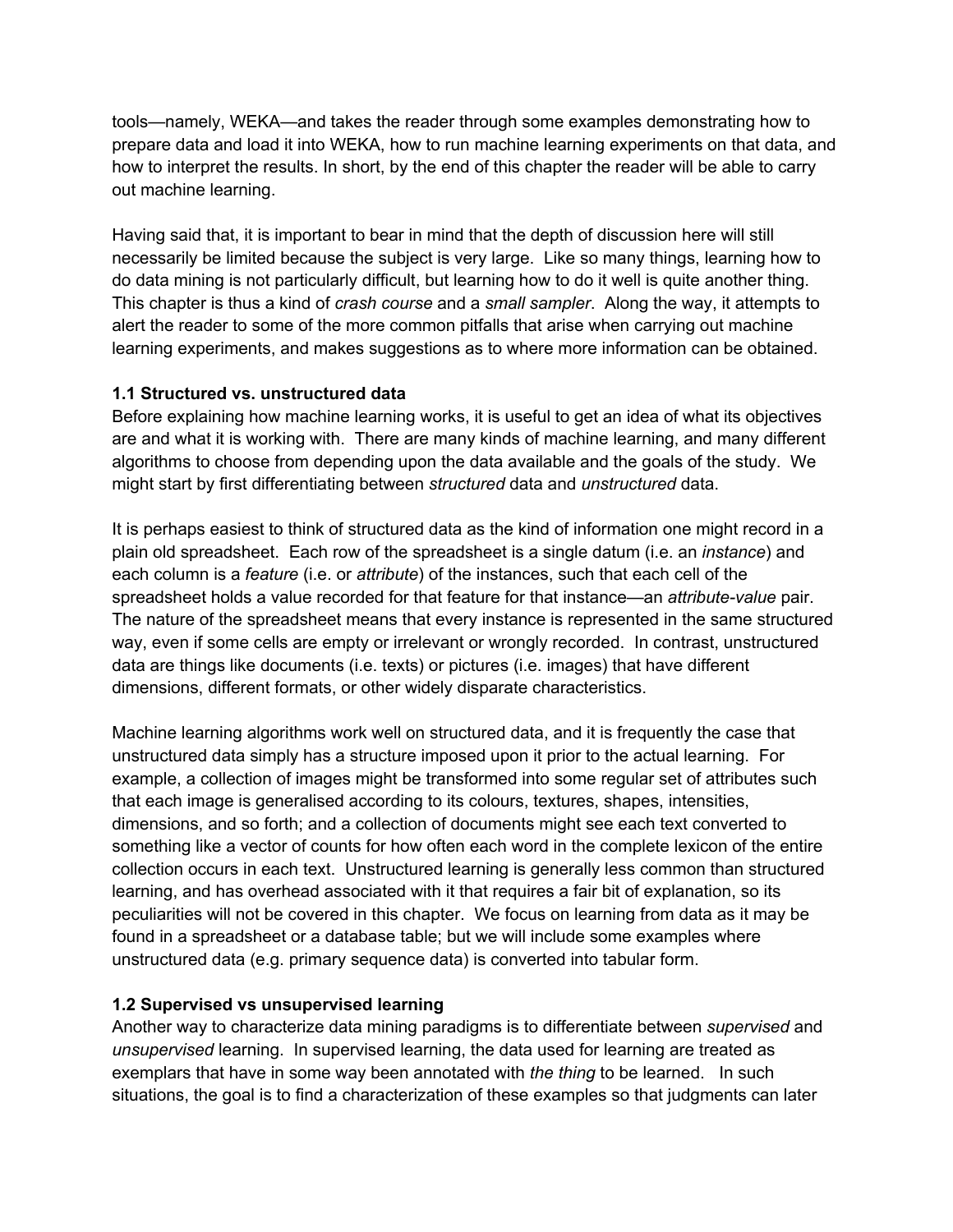tools—namely, WEKA—and takes the reader through some examples demonstrating how to prepare data and load it into WEKA, how to run machine learning experiments on that data, and how to interpret the results. In short, by the end of this chapter the reader will be able to carry out machine learning.

Having said that, it is important to bear in mind that the depth of discussion here will still necessarily be limited because the subject is very large. Like so many things, learning how to do data mining is not particularly difficult, but learning how to do it well is quite another thing. This chapter is thus a kind of *crash course* and a *small sampler*. Along the way, it attempts to alert the reader to some of the more common pitfalls that arise when carrying out machine learning experiments, and makes suggestions as to where more information can be obtained.

### 1.1 Structured vs. unstructured data

Before explaining how machine learning works, it is useful to get an idea of what its objectives are and what it is working with. There are many kinds of machine learning, and many different algorithms to choose from depending upon the data available and the goals of the study. We might start by first differentiating between *structured* data and *unstructured* data.

It is perhaps easiest to think of structured data as the kind of information one might record in a plain old spreadsheet. Each row of the spreadsheet is a single datum (i.e. an *instance*) and each column is a *feature* (i.e. or *attribute*) of the instances, such that each cell of the spreadsheet holds a value recorded for that feature for that instance—an *attribute-value* pair. The nature of the spreadsheet means that every instance is represented in the same structured way, even if some cells are empty or irrelevant or wrongly recorded. In contrast, unstructured data are things like documents (i.e. texts) or pictures (i.e. images) that have different dimensions, different formats, or other widely disparate characteristics.

Machine learning algorithms work well on structured data, and it is frequently the case that unstructured data simply has a structure imposed upon it prior to the actual learning. For example, a collection of images might be transformed into some regular set of attributes such that each image is generalised according to its colours, textures, shapes, intensities, dimensions, and so forth; and a collection of documents might see each text converted to something like a vector of counts for how often each word in the complete lexicon of the entire collection occurs in each text. Unstructured learning is generally less common than structured learning, and has overhead associated with it that requires a fair bit of explanation, so its peculiarities will not be covered in this chapter. We focus on learning from data as it may be found in a spreadsheet or a database table; but we will include some examples where unstructured data (e.g. primary sequence data) is converted into tabular form.

### 1.2 Supervised vs unsupervised learning

Another way to characterize data mining paradigms is to differentiate between *supervised* and *unsupervised* learning. In supervised learning, the data used for learning are treated as exemplars that have in some way been annotated with *the thing* to be learned. In such situations, the goal is to find a characterization of these examples so that judgments can later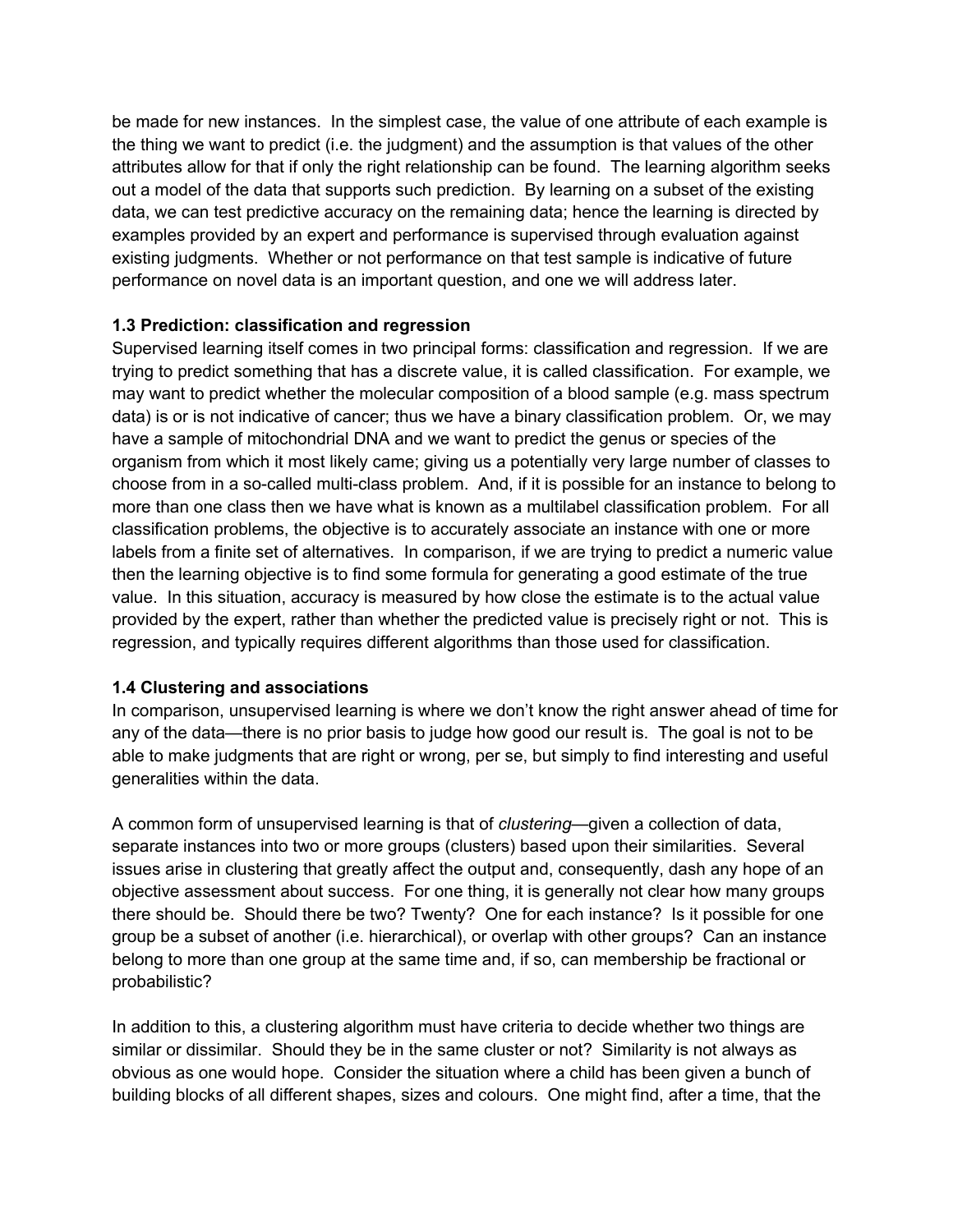be made for new instances. In the simplest case, the value of one attribute of each example is the thing we want to predict (i.e. the judgment) and the assumption is that values of the other attributes allow for that if only the right relationship can be found. The learning algorithm seeks out a model of the data that supports such prediction. By learning on a subset of the existing data, we can test predictive accuracy on the remaining data; hence the learning is directed by examples provided by an expert and performance is supervised through evaluation against existing judgments. Whether or not performance on that test sample is indicative of future performance on novel data is an important question, and one we will address later.

### 1.3 Prediction: classification and regression

Supervised learning itself comes in two principal forms: classification and regression. If we are trying to predict something that has a discrete value, it is called classification. For example, we may want to predict whether the molecular composition of a blood sample (e.g. mass spectrum data) is or is not indicative of cancer; thus we have a binary classification problem. Or, we may have a sample of mitochondrial DNA and we want to predict the genus or species of the organism from which it most likely came; giving us a potentially very large number of classes to choose from in a so-called multi-class problem. And, if it is possible for an instance to belong to more than one class then we have what is known as a multilabel classification problem. For all classification problems, the objective is to accurately associate an instance with one or more labels from a finite set of alternatives. In comparison, if we are trying to predict a numeric value then the learning objective is to find some formula for generating a good estimate of the true value. In this situation, accuracy is measured by how close the estimate is to the actual value provided by the expert, rather than whether the predicted value is precisely right or not. This is regression, and typically requires different algorithms than those used for classification.

### 1.4 Clustering and associations

In comparison, unsupervised learning is where we don't know the right answer ahead of time for any of the data—there is no prior basis to judge how good our result is. The goal is not to be able to make judgments that are right or wrong, per se, but simply to find interesting and useful generalities within the data.

A common form of unsupervised learning is that of *clustering*—given a collection of data, separate instances into two or more groups (clusters) based upon their similarities. Several issues arise in clustering that greatly affect the output and, consequently, dash any hope of an objective assessment about success. For one thing, it is generally not clear how many groups there should be. Should there be two? Twenty? One for each instance? Is it possible for one group be a subset of another (i.e. hierarchical), or overlap with other groups? Can an instance belong to more than one group at the same time and, if so, can membership be fractional or probabilistic?

In addition to this, a clustering algorithm must have criteria to decide whether two things are similar or dissimilar. Should they be in the same cluster or not? Similarity is not always as obvious as one would hope. Consider the situation where a child has been given a bunch of building blocks of all different shapes, sizes and colours. One might find, after a time, that the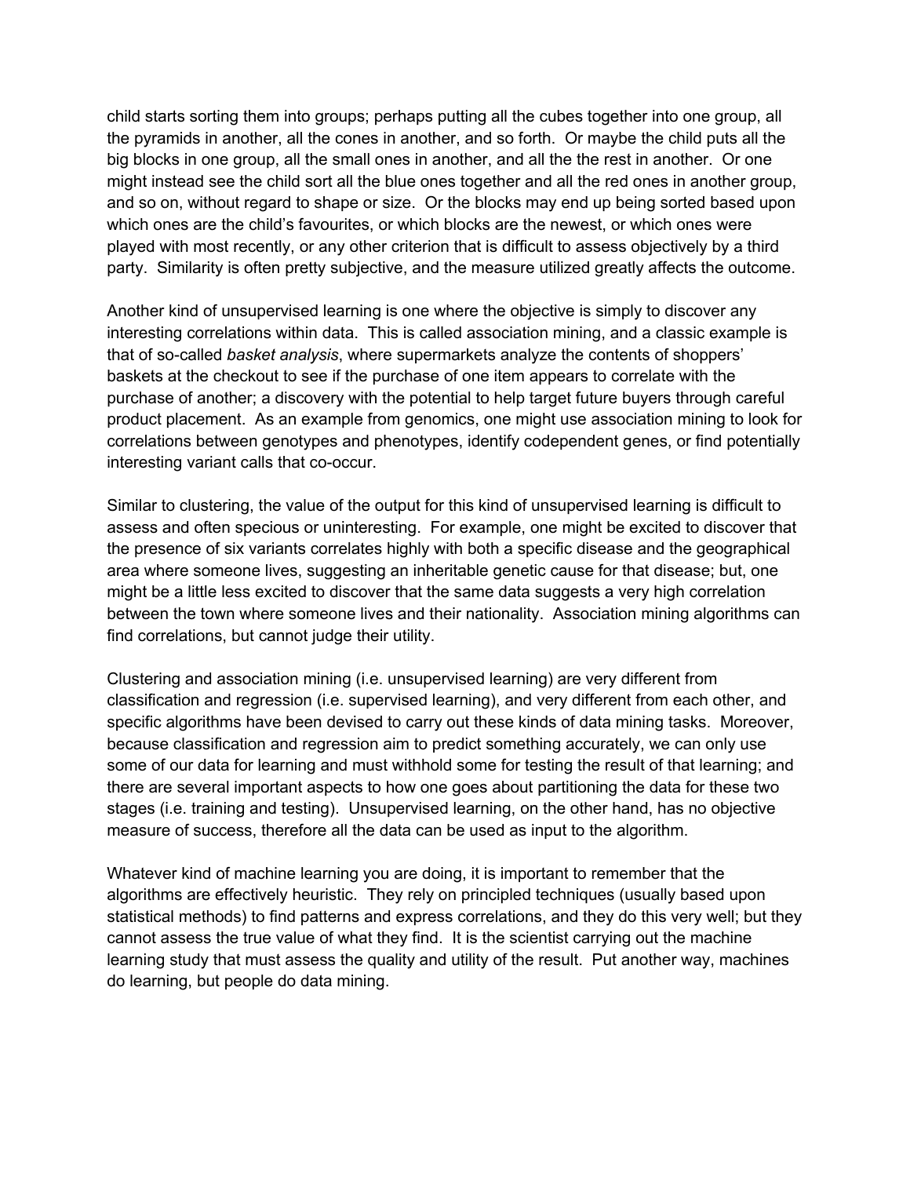child starts sorting them into groups; perhaps putting all the cubes together into one group, all the pyramids in another, all the cones in another, and so forth. Or maybe the child puts all the big blocks in one group, all the small ones in another, and all the the rest in another. Or one might instead see the child sort all the blue ones together and all the red ones in another group, and so on, without regard to shape or size. Or the blocks may end up being sorted based upon which ones are the child's favourites, or which blocks are the newest, or which ones were played with most recently, or any other criterion that is difficult to assess objectively by a third party. Similarity is often pretty subjective, and the measure utilized greatly affects the outcome.

Another kind of unsupervised learning is one where the objective is simply to discover any interesting correlations within data. This is called association mining, and a classic example is that of so-called *basket analysis*, where supermarkets analyze the contents of shoppers' baskets at the checkout to see if the purchase of one item appears to correlate with the purchase of another; a discovery with the potential to help target future buyers through careful product placement. As an example from genomics, one might use association mining to look for correlations between genotypes and phenotypes, identify codependent genes, or find potentially interesting variant calls that co-occur.

Similar to clustering, the value of the output for this kind of unsupervised learning is difficult to assess and often specious or uninteresting. For example, one might be excited to discover that the presence of six variants correlates highly with both a specific disease and the geographical area where someone lives, suggesting an inheritable genetic cause for that disease; but, one might be a little less excited to discover that the same data suggests a very high correlation between the town where someone lives and their nationality. Association mining algorithms can find correlations, but cannot judge their utility.

Clustering and association mining (i.e. unsupervised learning) are very different from classification and regression (i.e. supervised learning), and very different from each other, and specific algorithms have been devised to carry out these kinds of data mining tasks. Moreover, because classification and regression aim to predict something accurately, we can only use some of our data for learning and must withhold some for testing the result of that learning; and there are several important aspects to how one goes about partitioning the data for these two stages (i.e. training and testing). Unsupervised learning, on the other hand, has no objective measure of success, therefore all the data can be used as input to the algorithm.

Whatever kind of machine learning you are doing, it is important to remember that the algorithms are effectively heuristic. They rely on principled techniques (usually based upon statistical methods) to find patterns and express correlations, and they do this very well; but they cannot assess the true value of what they find. It is the scientist carrying out the machine learning study that must assess the quality and utility of the result. Put another way, machines do learning, but people do data mining.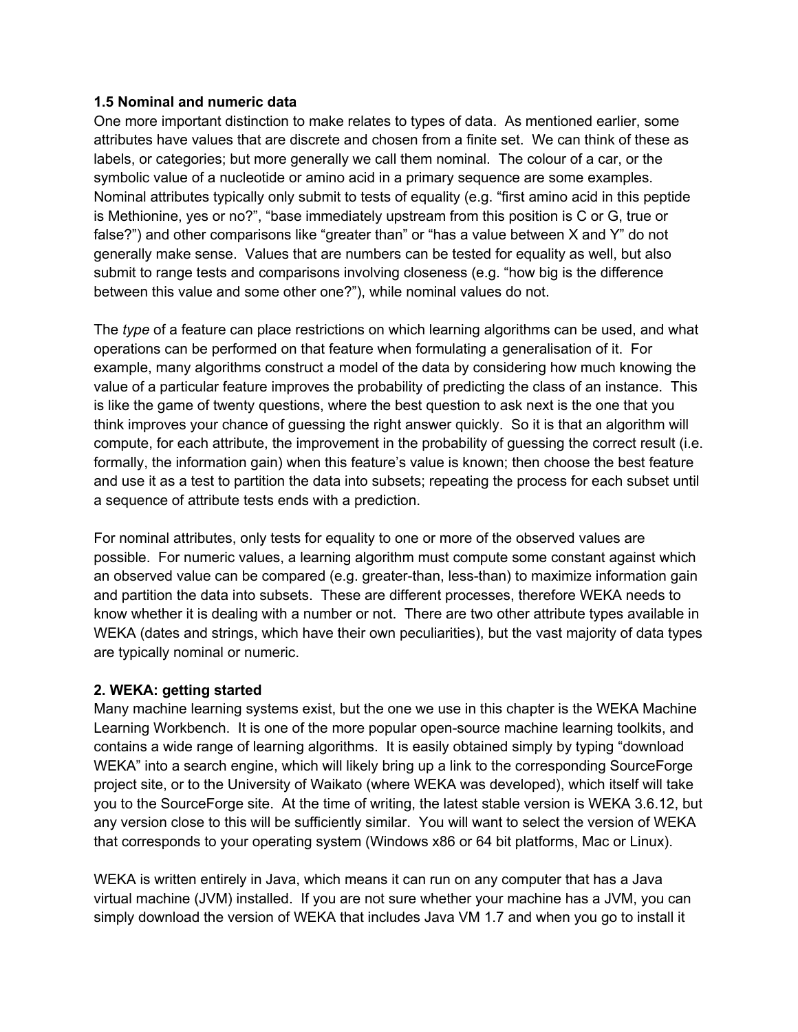### 1.5 Nominal and numeric data

One more important distinction to make relates to types of data. As mentioned earlier, some attributes have values that are discrete and chosen from a finite set. We can think of these as labels, or categories; but more generally we call them nominal. The colour of a car, or the symbolic value of a nucleotide or amino acid in a primary sequence are some examples. Nominal attributes typically only submit to tests of equality (e.g. "first amino acid in this peptide is Methionine, yes or no?", "base immediately upstream from this position is C or G, true or false?") and other comparisons like "greater than" or "has a value between X and Y" do not generally make sense. Values that are numbers can be tested for equality as well, but also submit to range tests and comparisons involving closeness (e.g. "how big is the difference between this value and some other one?"), while nominal values do not.

The *type* of a feature can place restrictions on which learning algorithms can be used, and what operations can be performed on that feature when formulating a generalisation of it. For example, many algorithms construct a model of the data by considering how much knowing the value of a particular feature improves the probability of predicting the class of an instance. This is like the game of twenty questions, where the best question to ask next is the one that you think improves your chance of guessing the right answer quickly. So it is that an algorithm will compute, for each attribute, the improvement in the probability of guessing the correct result (i.e. formally, the information gain) when this feature's value is known; then choose the best feature and use it as a test to partition the data into subsets; repeating the process for each subset until a sequence of attribute tests ends with a prediction.

For nominal attributes, only tests for equality to one or more of the observed values are possible. For numeric values, a learning algorithm must compute some constant against which an observed value can be compared (e.g. greater-than, less-than) to maximize information gain and partition the data into subsets. These are different processes, therefore WEKA needs to know whether it is dealing with a number or not. There are two other attribute types available in WEKA (dates and strings, which have their own peculiarities), but the vast majority of data types are typically nominal or numeric.

## 2. WEKA: getting started

Many machine learning systems exist, but the one we use in this chapter is the WEKA Machine Learning Workbench. It is one of the more popular open-source machine learning toolkits, and contains a wide range of learning algorithms. It is easily obtained simply by typing "download WEKA" into a search engine, which will likely bring up a link to the corresponding SourceForge project site, or to the University of Waikato (where WEKA was developed), which itself will take you to the SourceForge site. At the time of writing, the latest stable version is WEKA 3.6.12, but any version close to this will be sufficiently similar. You will want to select the version of WEKA that corresponds to your operating system (Windows x86 or 64 bit platforms, Mac or Linux).

WEKA is written entirely in Java, which means it can run on any computer that has a Java virtual machine (JVM) installed. If you are not sure whether your machine has a JVM, you can simply download the version of WEKA that includes Java VM 1.7 and when you go to install it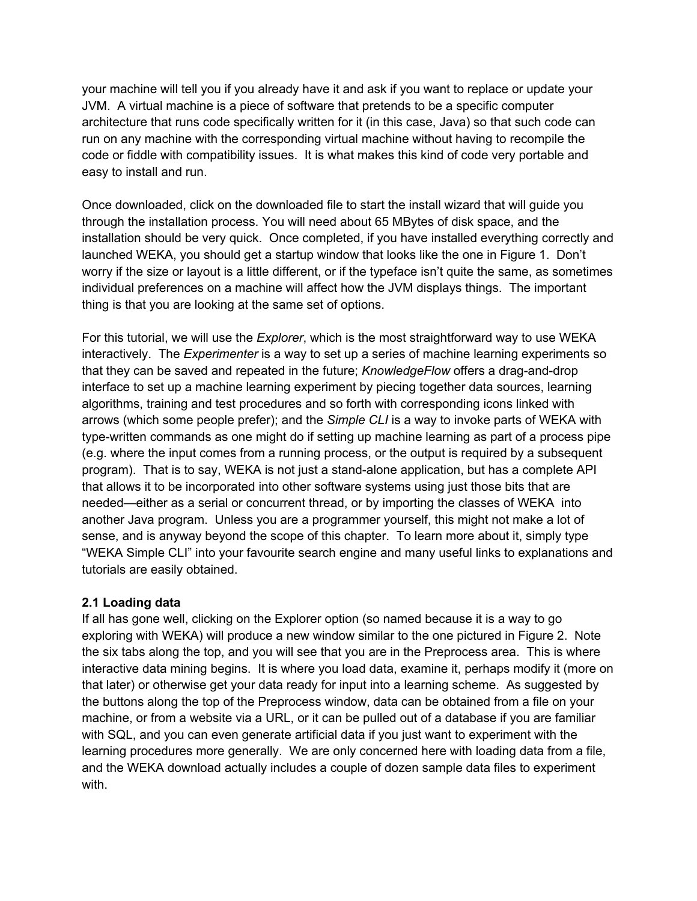your machine will tell you if you already have it and ask if you want to replace or update your JVM. A virtual machine is a piece of software that pretends to be a specific computer architecture that runs code specifically written for it (in this case, Java) so that such code can run on any machine with the corresponding virtual machine without having to recompile the code or fiddle with compatibility issues. It is what makes this kind of code very portable and easy to install and run.

Once downloaded, click on the downloaded file to start the install wizard that will guide you through the installation process. You will need about 65 MBytes of disk space, and the installation should be very quick. Once completed, if you have installed everything correctly and launched WEKA, you should get a startup window that looks like the one in Figure 1. Don't worry if the size or layout is a little different, or if the typeface isn't quite the same, as sometimes individual preferences on a machine will affect how the JVM displays things. The important thing is that you are looking at the same set of options.

For this tutorial, we will use the *Explorer*, which is the most straightforward way to use WEKA interactively. The *Experimenter* is a way to set up a series of machine learning experiments so that they can be saved and repeated in the future; *KnowledgeFlow* offers a drag-and-drop interface to set up a machine learning experiment by piecing together data sources, learning algorithms, training and test procedures and so forth with corresponding icons linked with arrows (which some people prefer); and the *Simple CLI* is a way to invoke parts of WEKA with type-written commands as one might do if setting up machine learning as part of a process pipe (e.g. where the input comes from a running process, or the output is required by a subsequent program). That is to say, WEKA is not just a stand-alone application, but has a complete API that allows it to be incorporated into other software systems using just those bits that are needed—either as a serial or concurrent thread, or by importing the classes of WEKA into another Java program. Unless you are a programmer yourself, this might not make a lot of sense, and is anyway beyond the scope of this chapter. To learn more about it, simply type "WEKA Simple CLI" into your favourite search engine and many useful links to explanations and tutorials are easily obtained.

**2.1 Loading data**

If all has gone well, clicking on the Explorer option (so named because it is a way to go exploring with WEKA) will produce a new window similar to the one pictured in Figure 2. Note the six tabs along the top, and you will see that you are in the Preprocess area. This is where interactive data mining begins. It is where you load data, examine it, perhaps modify it (more on that later) or otherwise get your data ready for input into a learning scheme. As suggested by the buttons along the top of the Preprocess window, data can be obtained from a file on your machine, or from a website via a URL, or it can be pulled out of a database if you are familiar with SQL, and you can even generate artificial data if you just want to experiment with the learning procedures more generally. We are only concerned here with loading data from a file, and the WEKA download actually includes a couple of dozen sample data files to experiment with.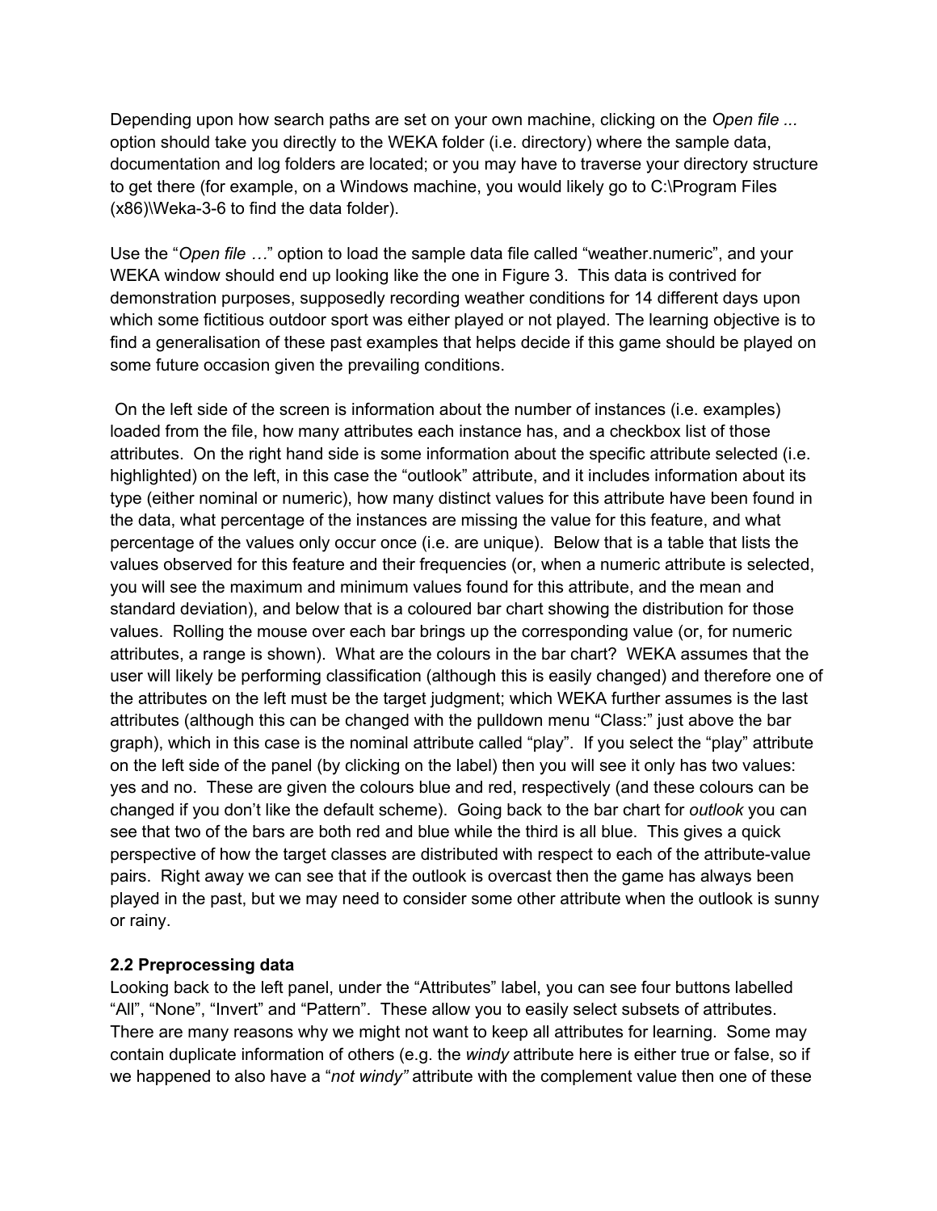Depending upon how search paths are set on your own machine, clicking on the *Open file ...* option should take you directly to the WEKA folder (i.e. directory) where the sample data, documentation and log folders are located; or you may have to traverse your directory structure to get there (for example, on a Windows machine, you would likely go to C:\Program Files (x86)\Weka-3-6 to find the data folder).

Use the "*Open file …*" option to load the sample data file called "weather.numeric", and your WEKA window should end up looking like the one in Figure 3. This data is contrived for demonstration purposes, supposedly recording weather conditions for 14 different days upon which some fictitious outdoor sport was either played or not played. The learning objective is to find a generalisation of these past examples that helps decide if this game should be played on some future occasion given the prevailing conditions.

On the left side of the screen is information about the number of instances (i.e. examples) loaded from the file, how many attributes each instance has, and a checkbox list of those attributes. On the right hand side is some information about the specific attribute selected (i.e. highlighted) on the left, in this case the "outlook" attribute, and it includes information about its type (either nominal or numeric), how many distinct values for this attribute have been found in the data, what percentage of the instances are missing the value for this feature, and what percentage of the values only occur once (i.e. are unique). Below that is a table that lists the values observed for this feature and their frequencies (or, when a numeric attribute is selected, you will see the maximum and minimum values found for this attribute, and the mean and standard deviation), and below that is a coloured bar chart showing the distribution for those values. Rolling the mouse over each bar brings up the corresponding value (or, for numeric attributes, a range is shown). What are the colours in the bar chart? WEKA assumes that the user will likely be performing classification (although this is easily changed) and therefore one of the attributes on the left must be the target judgment; which WEKA further assumes is the last attributes (although this can be changed with the pulldown menu "Class:" just above the bar graph), which in this case is the nominal attribute called "play". If you select the "play" attribute on the left side of the panel (by clicking on the label) then you will see it only has two values: yes and no. These are given the colours blue and red, respectively (and these colours can be changed if you don't like the default scheme). Going back to the bar chart for *outlook* you can see that two of the bars are both red and blue while the third is all blue. This gives a quick perspective of how the target classes are distributed with respect to each of the attribute-value pairs. Right away we can see that if the outlook is overcast then the game has always been played in the past, but we may need to consider some other attribute when the outlook is sunny or rainy.

### 2.2 Preprocessing data

Looking back to the left panel, under the "Attributes" label, you can see four buttons labelled "All", "None", "Invert" and "Pattern". These allow you to easily select subsets of attributes. There are many reasons why we might not want to keep all attributes for learning. Some may contain duplicate information of others (e.g. the *windy* attribute here is either true or false, so if we happened to also have a "*not windy"* attribute with the complement value then one of these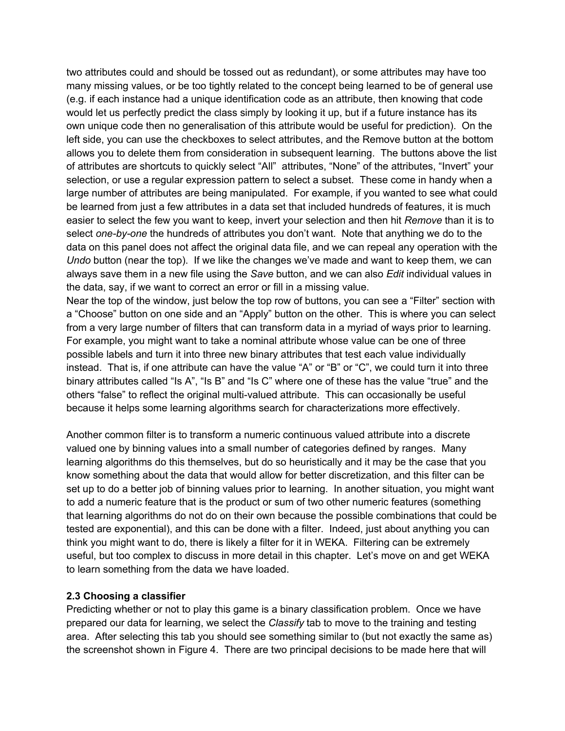two attributes could and should be tossed out as redundant), or some attributes may have too many missing values, or be too tightly related to the concept being learned to be of general use (e.g. if each instance had a unique identification code as an attribute, then knowing that code would let us perfectly predict the class simply by looking it up, but if a future instance has its own unique code then no generalisation of this attribute would be useful for prediction). On the left side, you can use the checkboxes to select attributes, and the Remove button at the bottom allows you to delete them from consideration in subsequent learning. The buttons above the list of attributes are shortcuts to quickly select "All" attributes, "None" of the attributes, "Invert" your selection, or use a regular expression pattern to select a subset. These come in handy when a large number of attributes are being manipulated. For example, if you wanted to see what could be learned from just a few attributes in a data set that included hundreds of features, it is much easier to select the few you want to keep, invert your selection and then hit *Remove* than it is to select *one-by-one* the hundreds of attributes you don't want. Note that anything we do to the data on this panel does not affect the original data file, and we can repeal any operation with the *Undo* button (near the top). If we like the changes we've made and want to keep them, we can always save them in a new file using the *Save* button, and we can also *Edit* individual values in the data, say, if we want to correct an error or fill in a missing value.
Near the top of the window, just below the top row of buttons, you can see a "Filter" section with a "Choose" button on one side and an "Apply" button on the other. This is where you can select from a very large number of filters that can transform data in a myriad of ways prior to learning. For example, you might want to take a nominal attribute whose value can be one of three possible labels and turn it into three new binary attributes that test each value individually instead. That is, if one attribute can have the value "A" or "B" or "C", we could turn it into three binary attributes called "Is A", "Is B" and "Is C" where one of these has the value "true" and the others "false" to reflect the original multi-valued attribute. This can occasionally be useful because it helps some learning algorithms search for characterizations more effectively.

Another common filter is to transform a numeric continuous valued attribute into a discrete valued one by binning values into a small number of categories defined by ranges. Many learning algorithms do this themselves, but do so heuristically and it may be the case that you know something about the data that would allow for better discretization, and this filter can be set up to do a better job of binning values prior to learning. In another situation, you might want to add a numeric feature that is the product or sum of two other numeric features (something that learning algorithms do not do on their own because the possible combinations that could be tested are exponential), and this can be done with a filter. Indeed, just about anything you can think you might want to do, there is likely a filter for it in WEKA. Filtering can be extremely useful, but too complex to discuss in more detail in this chapter. Let's move on and get WEKA to learn something from the data we have loaded.

### 2.3 Choosing a classifier

Predicting whether or not to play this game is a binary classification problem. Once we have prepared our data for learning, we select the *Classify* tab to move to the training and testing area. After selecting this tab you should see something similar to (but not exactly the same as) the screenshot shown in Figure 4. There are two principal decisions to be made here that will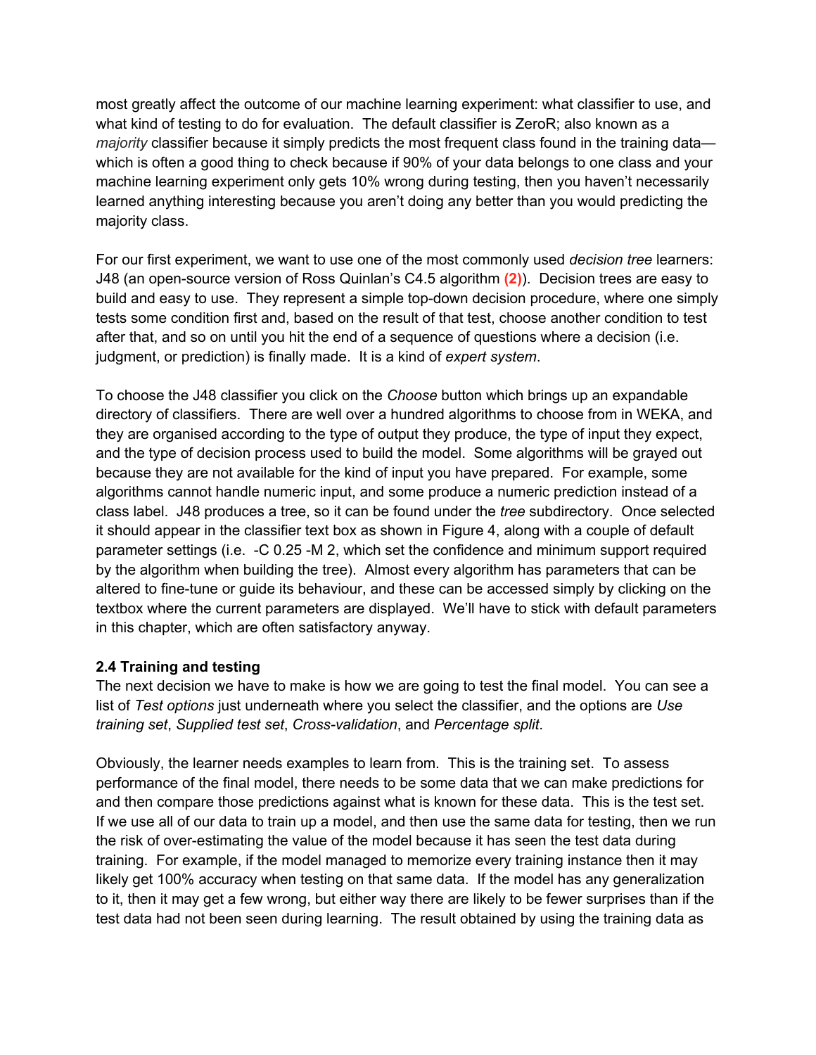most greatly affect the outcome of our machine learning experiment: what classifier to use, and what kind of testing to do for evaluation. The default classifier is ZeroR; also known as a *majority* classifier because it simply predicts the most frequent class found in the training data—which is often a good thing to check because if 90% of your data belongs to one class and your machine learning experiment only gets 10% wrong during testing, then you haven't necessarily learned anything interesting because you aren't doing any better than you would predicting the majority class.

For our first experiment, we want to use one of the most commonly used *decision tree* learners: J48 (an open-source version of Ross Quinlan's C4.5 algorithm **(2)**). Decision trees are easy to build and easy to use. They represent a simple top-down decision procedure, where one simply tests some condition first and, based on the result of that test, choose another condition to test after that, and so on until you hit the end of a sequence of questions where a decision (i.e. judgment, or prediction) is finally made. It is a kind of *expert system*.

To choose the J48 classifier you click on the *Choose* button which brings up an expandable directory of classifiers. There are well over a hundred algorithms to choose from in WEKA, and they are organised according to the type of output they produce, the type of input they expect, and the type of decision process used to build the model. Some algorithms will be grayed out because they are not available for the kind of input you have prepared. For example, some algorithms cannot handle numeric input, and some produce a numeric prediction instead of a class label. J48 produces a tree, so it can be found under the *tree* subdirectory. Once selected it should appear in the classifier text box as shown in Figure 4, along with a couple of default parameter settings (i.e. -C 0.25 -M 2, which set the confidence and minimum support required by the algorithm when building the tree). Almost every algorithm has parameters that can be altered to fine-tune or guide its behaviour, and these can be accessed simply by clicking on the textbox where the current parameters are displayed. We'll have to stick with default parameters in this chapter, which are often satisfactory anyway.

**2.4 Training and testing**

The next decision we have to make is how we are going to test the final model. You can see a list of *Test options* just underneath where you select the classifier, and the options are *Use training set*, *Supplied test set*, *Cross-validation*, and *Percentage split*.

Obviously, the learner needs examples to learn from. This is the training set. To assess performance of the final model, there needs to be some data that we can make predictions for and then compare those predictions against what is known for these data. This is the test set. If we use all of our data to train up a model, and then use the same data for testing, then we run the risk of over-estimating the value of the model because it has seen the test data during training. For example, if the model managed to memorize every training instance then it may likely get 100% accuracy when testing on that same data. If the model has any generalization to it, then it may get a few wrong, but either way there are likely to be fewer surprises than if the test data had not been seen during learning. The result obtained by using the training data as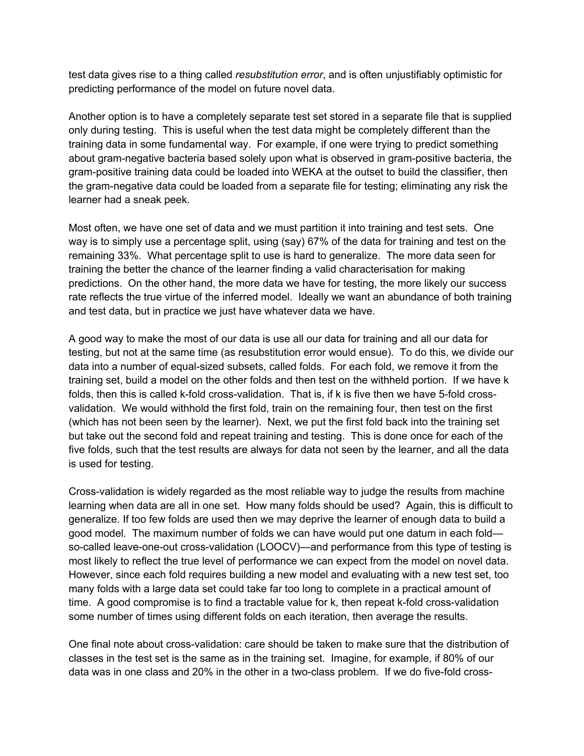test data gives rise to a thing called *resubstitution error*, and is often unjustifiably optimistic for predicting performance of the model on future novel data.

Another option is to have a completely separate test set stored in a separate file that is supplied only during testing. This is useful when the test data might be completely different than the training data in some fundamental way. For example, if one were trying to predict something about gram-negative bacteria based solely upon what is observed in gram-positive bacteria, the gram-positive training data could be loaded into WEKA at the outset to build the classifier, then the gram-negative data could be loaded from a separate file for testing; eliminating any risk the learner had a sneak peek.

Most often, we have one set of data and we must partition it into training and test sets. One way is to simply use a percentage split, using (say) 67% of the data for training and test on the remaining 33%. What percentage split to use is hard to generalize. The more data seen for training the better the chance of the learner finding a valid characterisation for making predictions. On the other hand, the more data we have for testing, the more likely our success rate reflects the true virtue of the inferred model. Ideally we want an abundance of both training and test data, but in practice we just have whatever data we have.

A good way to make the most of our data is use all our data for training and all our data for testing, but not at the same time (as resubstitution error would ensue). To do this, we divide our data into a number of equal-sized subsets, called folds. For each fold, we remove it from the training set, build a model on the other folds and then test on the withheld portion. If we have k folds, then this is called k-fold cross-validation. That is, if k is five then we have 5-fold cross-validation. We would withhold the first fold, train on the remaining four, then test on the first (which has not been seen by the learner). Next, we put the first fold back into the training set but take out the second fold and repeat training and testing. This is done once for each of the five folds, such that the test results are always for data not seen by the learner, and all the data is used for testing.

Cross-validation is widely regarded as the most reliable way to judge the results from machine learning when data are all in one set. How many folds should be used? Again, this is difficult to generalize. If too few folds are used then we may deprive the learner of enough data to build a good model. The maximum number of folds we can have would put one datum in each fold—so-called leave-one-out cross-validation (LOOCV)—and performance from this type of testing is most likely to reflect the true level of performance we can expect from the model on novel data. However, since each fold requires building a new model and evaluating with a new test set, too many folds with a large data set could take far too long to complete in a practical amount of time. A good compromise is to find a tractable value for k, then repeat k-fold cross-validation some number of times using different folds on each iteration, then average the results.

One final note about cross-validation: care should be taken to make sure that the distribution of classes in the test set is the same as in the training set. Imagine, for example, if 80% of our data was in one class and 20% in the other in a two-class problem. If we do five-fold cross-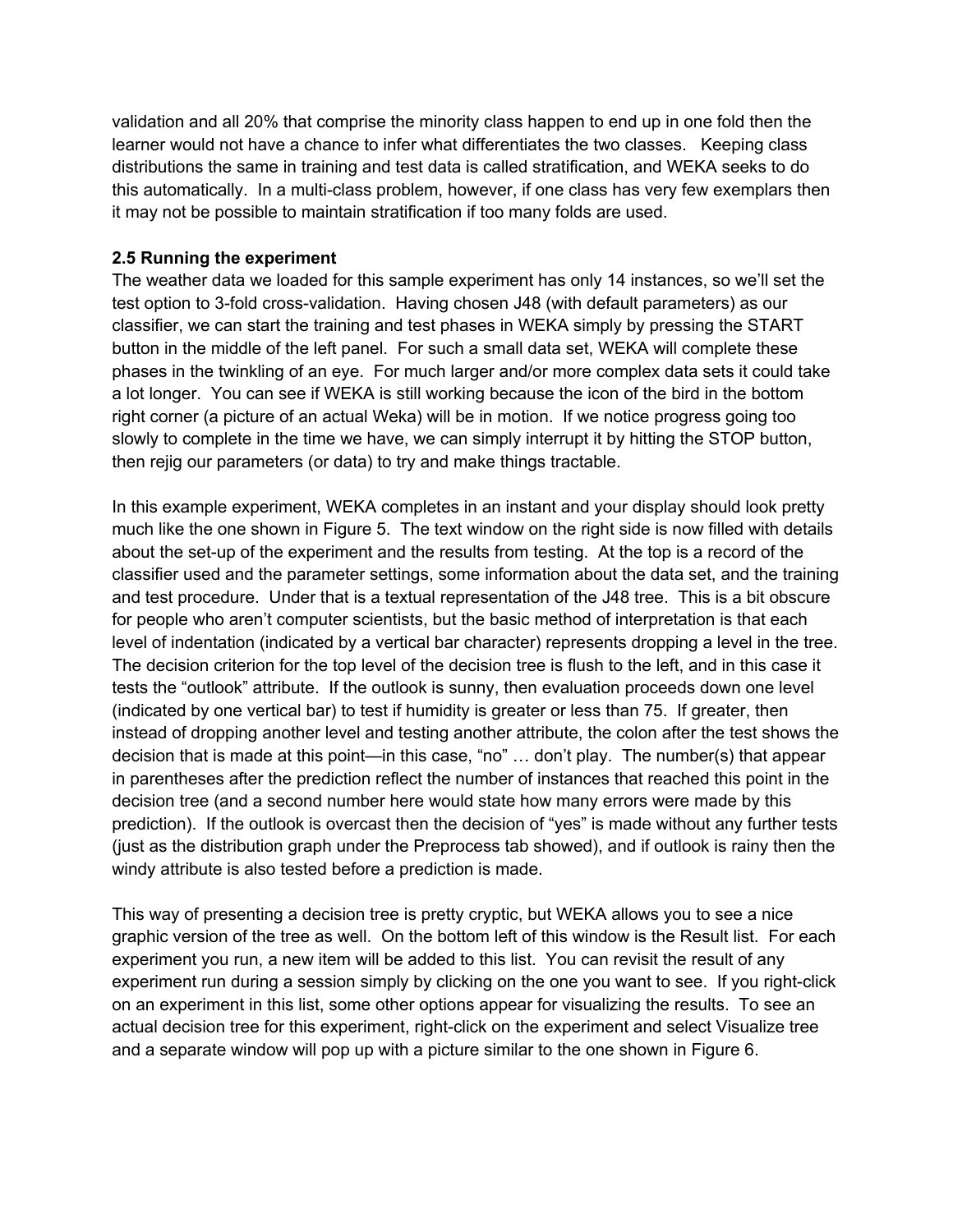validation and all 20% that comprise the minority class happen to end up in one fold then the learner would not have a chance to infer what differentiates the two classes. Keeping class distributions the same in training and test data is called stratification, and WEKA seeks to do this automatically. In a multi-class problem, however, if one class has very few exemplars then it may not be possible to maintain stratification if too many folds are used.

**2.5 Running the experiment**

The weather data we loaded for this sample experiment has only 14 instances, so we'll set the test option to 3-fold cross-validation. Having chosen J48 (with default parameters) as our classifier, we can start the training and test phases in WEKA simply by pressing the START button in the middle of the left panel. For such a small data set, WEKA will complete these phases in the twinkling of an eye. For much larger and/or more complex data sets it could take a lot longer. You can see if WEKA is still working because the icon of the bird in the bottom right corner (a picture of an actual Weka) will be in motion. If we notice progress going too slowly to complete in the time we have, we can simply interrupt it by hitting the STOP button, then rejig our parameters (or data) to try and make things tractable.

In this example experiment, WEKA completes in an instant and your display should look pretty much like the one shown in Figure 5. The text window on the right side is now filled with details about the set-up of the experiment and the results from testing. At the top is a record of the classifier used and the parameter settings, some information about the data set, and the training and test procedure. Under that is a textual representation of the J48 tree. This is a bit obscure for people who aren't computer scientists, but the basic method of interpretation is that each level of indentation (indicated by a vertical bar character) represents dropping a level in the tree. The decision criterion for the top level of the decision tree is flush to the left, and in this case it tests the "outlook" attribute. If the outlook is sunny, then evaluation proceeds down one level (indicated by one vertical bar) to test if humidity is greater or less than 75. If greater, then instead of dropping another level and testing another attribute, the colon after the test shows the decision that is made at this point—in this case, "no" … don't play. The number(s) that appear in parentheses after the prediction reflect the number of instances that reached this point in the decision tree (and a second number here would state how many errors were made by this prediction). If the outlook is overcast then the decision of "yes" is made without any further tests (just as the distribution graph under the Preprocess tab showed), and if outlook is rainy then the windy attribute is also tested before a prediction is made.

This way of presenting a decision tree is pretty cryptic, but WEKA allows you to see a nice graphic version of the tree as well. On the bottom left of this window is the Result list. For each experiment you run, a new item will be added to this list. You can revisit the result of any experiment run during a session simply by clicking on the one you want to see. If you right-click on an experiment in this list, some other options appear for visualizing the results. To see an actual decision tree for this experiment, right-click on the experiment and select Visualize tree and a separate window will pop up with a picture similar to the one shown in Figure 6.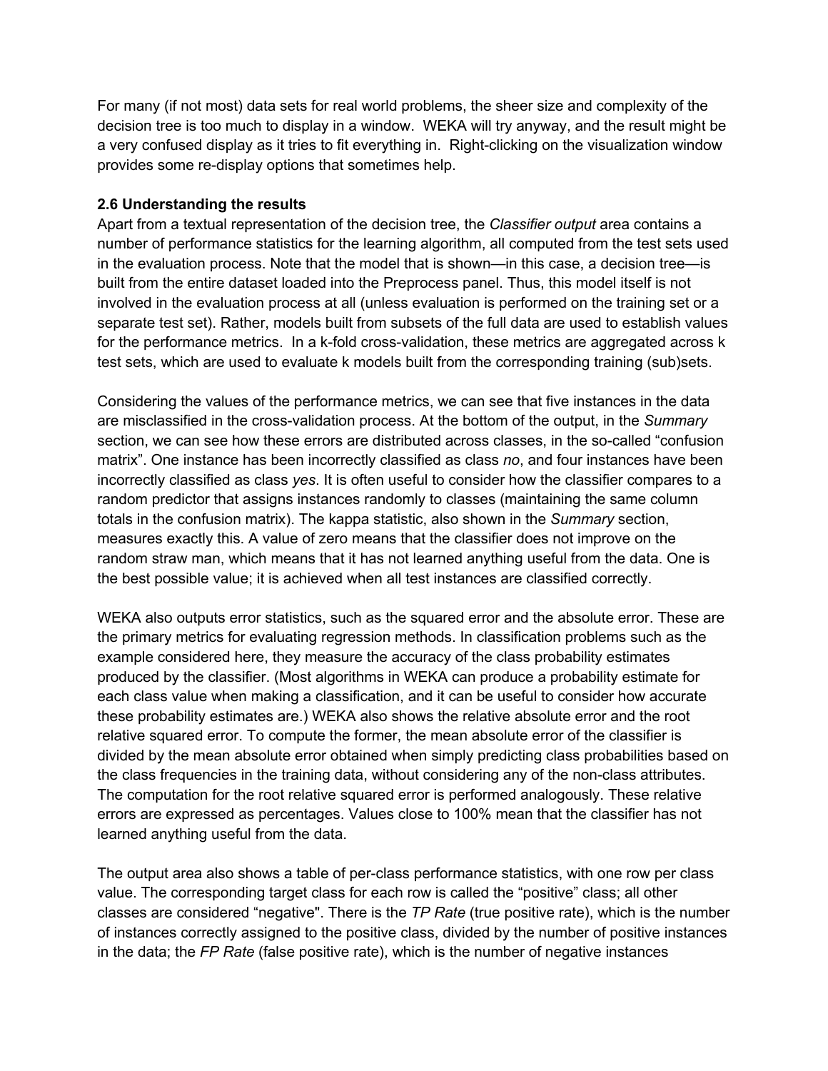For many (if not most) data sets for real world problems, the sheer size and complexity of the decision tree is too much to display in a window. WEKA will try anyway, and the result might be a very confused display as it tries to fit everything in. Right-clicking on the visualization window provides some re-display options that sometimes help.

**2.6 Understanding the results**

Apart from a textual representation of the decision tree, the *Classifier output* area contains a number of performance statistics for the learning algorithm, all computed from the test sets used in the evaluation process. Note that the model that is shown—in this case, a decision tree—is built from the entire dataset loaded into the Preprocess panel. Thus, this model itself is not involved in the evaluation process at all (unless evaluation is performed on the training set or a separate test set). Rather, models built from subsets of the full data are used to establish values for the performance metrics. In a k-fold cross-validation, these metrics are aggregated across k test sets, which are used to evaluate k models built from the corresponding training (sub)sets.

Considering the values of the performance metrics, we can see that five instances in the data are misclassified in the cross-validation process. At the bottom of the output, in the *Summary* section, we can see how these errors are distributed across classes, in the so-called "confusion matrix". One instance has been incorrectly classified as class *no*, and four instances have been incorrectly classified as class *yes*. It is often useful to consider how the classifier compares to a random predictor that assigns instances randomly to classes (maintaining the same column totals in the confusion matrix). The kappa statistic, also shown in the *Summary* section, measures exactly this. A value of zero means that the classifier does not improve on the random straw man, which means that it has not learned anything useful from the data. One is the best possible value; it is achieved when all test instances are classified correctly.

WEKA also outputs error statistics, such as the squared error and the absolute error. These are the primary metrics for evaluating regression methods. In classification problems such as the example considered here, they measure the accuracy of the class probability estimates produced by the classifier. (Most algorithms in WEKA can produce a probability estimate for each class value when making a classification, and it can be useful to consider how accurate these probability estimates are.) WEKA also shows the relative absolute error and the root relative squared error. To compute the former, the mean absolute error of the classifier is divided by the mean absolute error obtained when simply predicting class probabilities based on the class frequencies in the training data, without considering any of the non-class attributes. The computation for the root relative squared error is performed analogously. These relative errors are expressed as percentages. Values close to 100% mean that the classifier has not learned anything useful from the data.

The output area also shows a table of per-class performance statistics, with one row per class value. The corresponding target class for each row is called the "positive" class; all other classes are considered "negative". There is the *TP Rate* (true positive rate), which is the number of instances correctly assigned to the positive class, divided by the number of positive instances in the data; the *FP Rate* (false positive rate), which is the number of negative instances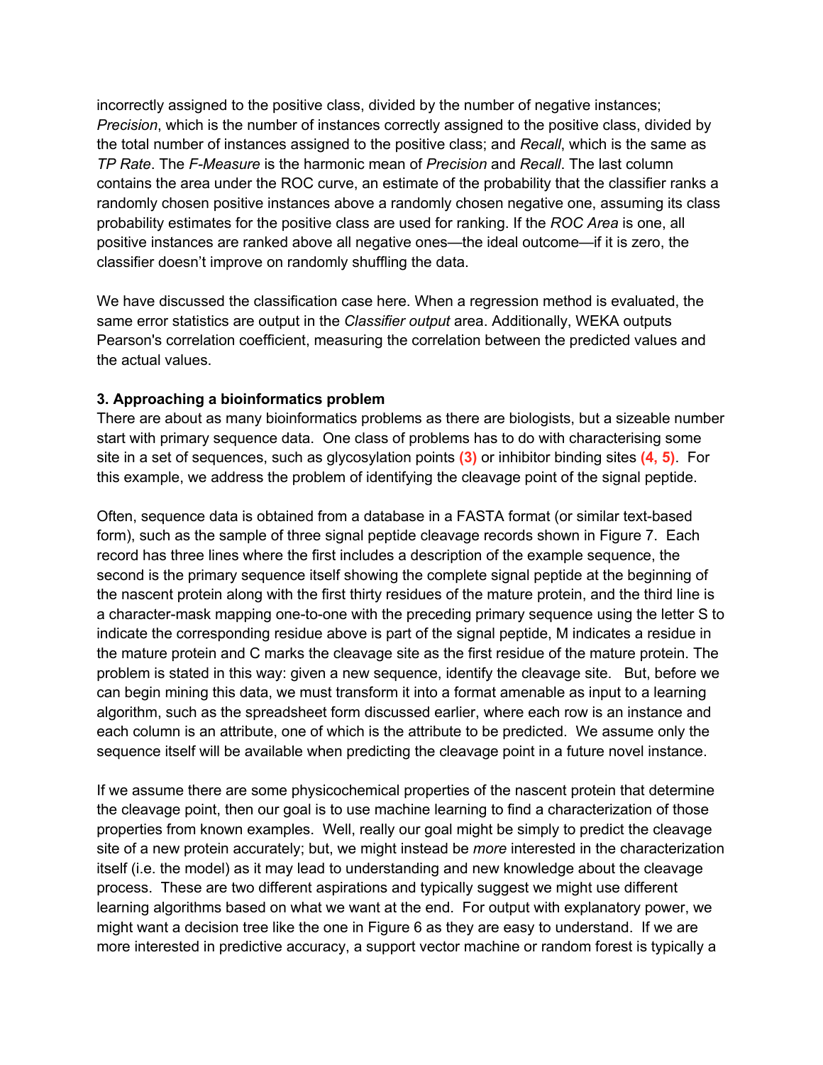incorrectly assigned to the positive class, divided by the number of negative instances; *Precision*, which is the number of instances correctly assigned to the positive class, divided by the total number of instances assigned to the positive class; and *Recall*, which is the same as *TP Rate*. The *F-Measure* is the harmonic mean of *Precision* and *Recall*. The last column contains the area under the ROC curve, an estimate of the probability that the classifier ranks a randomly chosen positive instances above a randomly chosen negative one, assuming its class probability estimates for the positive class are used for ranking. If the *ROC Area* is one, all positive instances are ranked above all negative ones—the ideal outcome—if it is zero, the classifier doesn't improve on randomly shuffling the data.

We have discussed the classification case here. When a regression method is evaluated, the same error statistics are output in the *Classifier output* area. Additionally, WEKA outputs Pearson's correlation coefficient, measuring the correlation between the predicted values and the actual values.

### 3. Approaching a bioinformatics problem

There are about as many bioinformatics problems as there are biologists, but a sizeable number start with primary sequence data. One class of problems has to do with characterising some site in a set of sequences, such as glycosylation points (3) or inhibitor binding sites (4, 5). For this example, we address the problem of identifying the cleavage point of the signal peptide.

Often, sequence data is obtained from a database in a FASTA format (or similar text-based form), such as the sample of three signal peptide cleavage records shown in Figure 7. Each record has three lines where the first includes a description of the example sequence, the second is the primary sequence itself showing the complete signal peptide at the beginning of the nascent protein along with the first thirty residues of the mature protein, and the third line is a character-mask mapping one-to-one with the preceding primary sequence using the letter S to indicate the corresponding residue above is part of the signal peptide, M indicates a residue in the mature protein and C marks the cleavage site as the first residue of the mature protein. The problem is stated in this way: given a new sequence, identify the cleavage site. But, before we can begin mining this data, we must transform it into a format amenable as input to a learning algorithm, such as the spreadsheet form discussed earlier, where each row is an instance and each column is an attribute, one of which is the attribute to be predicted. We assume only the sequence itself will be available when predicting the cleavage point in a future novel instance.

If we assume there are some physicochemical properties of the nascent protein that determine the cleavage point, then our goal is to use machine learning to find a characterization of those properties from known examples. Well, really our goal might be simply to predict the cleavage site of a new protein accurately; but, we might instead be *more* interested in the characterization itself (i.e. the model) as it may lead to understanding and new knowledge about the cleavage process. These are two different aspirations and typically suggest we might use different learning algorithms based on what we want at the end. For output with explanatory power, we might want a decision tree like the one in Figure 6 as they are easy to understand. If we are more interested in predictive accuracy, a support vector machine or random forest is typically a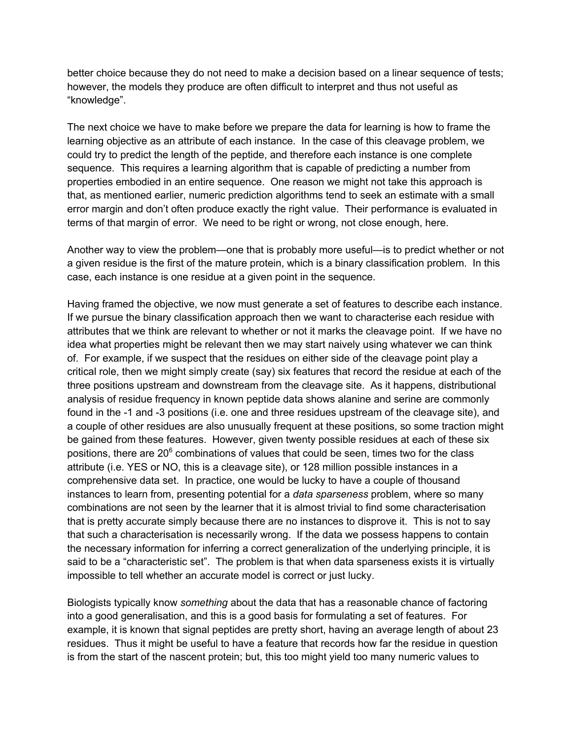better choice because they do not need to make a decision based on a linear sequence of tests; however, the models they produce are often difficult to interpret and thus not useful as "knowledge".

The next choice we have to make before we prepare the data for learning is how to frame the learning objective as an attribute of each instance. In the case of this cleavage problem, we could try to predict the length of the peptide, and therefore each instance is one complete sequence. This requires a learning algorithm that is capable of predicting a number from properties embodied in an entire sequence. One reason we might not take this approach is that, as mentioned earlier, numeric prediction algorithms tend to seek an estimate with a small error margin and don't often produce exactly the right value. Their performance is evaluated in terms of that margin of error. We need to be right or wrong, not close enough, here.

Another way to view the problem—one that is probably more useful—is to predict whether or not a given residue is the first of the mature protein, which is a binary classification problem. In this case, each instance is one residue at a given point in the sequence.

Having framed the objective, we now must generate a set of features to describe each instance. If we pursue the binary classification approach then we want to characterise each residue with attributes that we think are relevant to whether or not it marks the cleavage point. If we have no idea what properties might be relevant then we may start naively using whatever we can think of. For example, if we suspect that the residues on either side of the cleavage point play a critical role, then we might simply create (say) six features that record the residue at each of the three positions upstream and downstream from the cleavage site. As it happens, distributional analysis of residue frequency in known peptide data shows alanine and serine are commonly found in the -1 and -3 positions (i.e. one and three residues upstream of the cleavage site), and a couple of other residues are also unusually frequent at these positions, so some traction might be gained from these features. However, given twenty possible residues at each of these six positions, there are $20^6$ combinations of values that could be seen, times two for the class attribute (i.e. YES or NO, this is a cleavage site), or 128 million possible instances in a comprehensive data set. In practice, one would be lucky to have a couple of thousand instances to learn from, presenting potential for a *data sparseness* problem, where so many combinations are not seen by the learner that it is almost trivial to find some characterisation that is pretty accurate simply because there are no instances to disprove it. This is not to say that such a characterisation is necessarily wrong. If the data we possess happens to contain the necessary information for inferring a correct generalization of the underlying principle, it is said to be a "characteristic set". The problem is that when data sparseness exists it is virtually impossible to tell whether an accurate model is correct or just lucky.

Biologists typically know *something* about the data that has a reasonable chance of factoring into a good generalisation, and this is a good basis for formulating a set of features. For example, it is known that signal peptides are pretty short, having an average length of about 23 residues. Thus it might be useful to have a feature that records how far the residue in question is from the start of the nascent protein; but, this too might yield too many numeric values to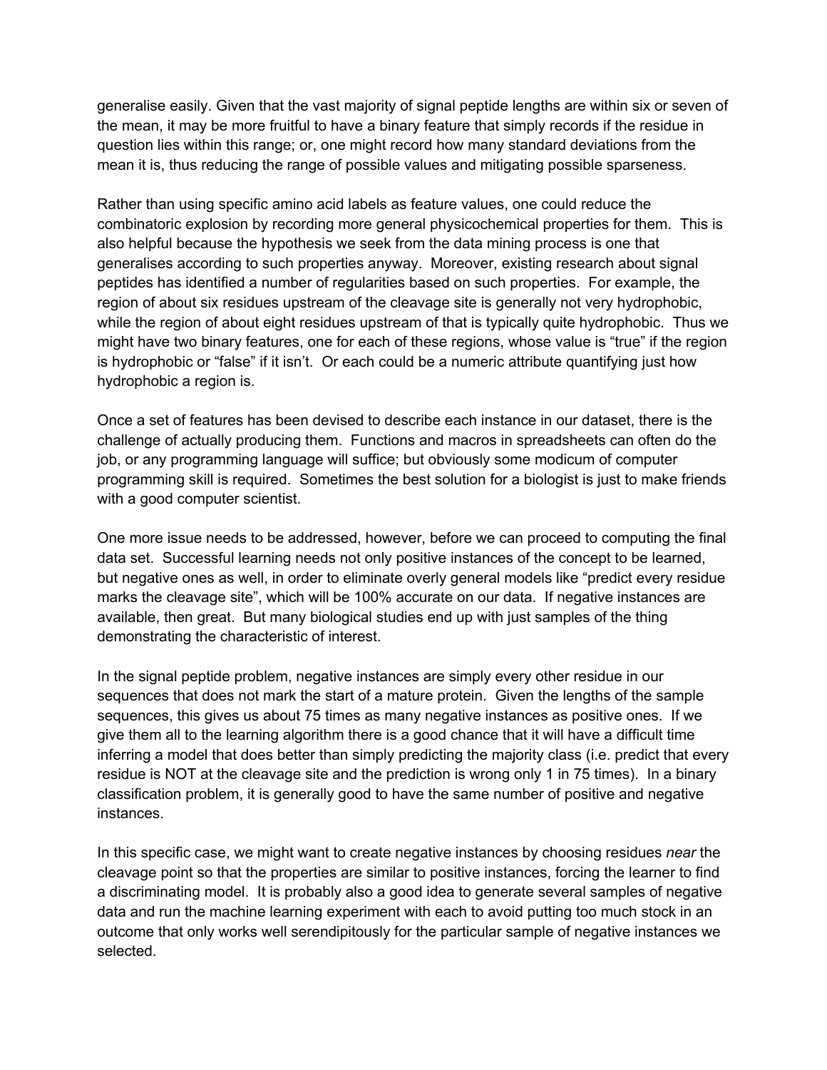generalise easily. Given that the vast majority of signal peptide lengths are within six or seven of the mean, it may be more fruitful to have a binary feature that simply records if the residue in question lies within this range; or, one might record how many standard deviations from the mean it is, thus reducing the range of possible values and mitigating possible sparseness.

Rather than using specific amino acid labels as feature values, one could reduce the combinatoric explosion by recording more general physicochemical properties for them. This is also helpful because the hypothesis we seek from the data mining process is one that generalises according to such properties anyway. Moreover, existing research about signal peptides has identified a number of regularities based on such properties. For example, the region of about six residues upstream of the cleavage site is generally not very hydrophobic, while the region of about eight residues upstream of that is typically quite hydrophobic. Thus we might have two binary features, one for each of these regions, whose value is "true" if the region is hydrophobic or "false" if it isn't. Or each could be a numeric attribute quantifying just how hydrophobic a region is.

Once a set of features has been devised to describe each instance in our dataset, there is the challenge of actually producing them. Functions and macros in spreadsheets can often do the job, or any programming language will suffice; but obviously some modicum of computer programming skill is required. Sometimes the best solution for a biologist is just to make friends with a good computer scientist.

One more issue needs to be addressed, however, before we can proceed to computing the final data set. Successful learning needs not only positive instances of the concept to be learned, but negative ones as well, in order to eliminate overly general models like "predict every residue marks the cleavage site", which will be 100% accurate on our data. If negative instances are available, then great. But many biological studies end up with just samples of the thing demonstrating the characteristic of interest.

In the signal peptide problem, negative instances are simply every other residue in our sequences that does not mark the start of a mature protein. Given the lengths of the sample sequences, this gives us about 75 times as many negative instances as positive ones. If we give them all to the learning algorithm there is a good chance that it will have a difficult time inferring a model that does better than simply predicting the majority class (i.e. predict that every residue is NOT at the cleavage site and the prediction is wrong only 1 in 75 times). In a binary classification problem, it is generally good to have the same number of positive and negative instances.

In this specific case, we might want to create negative instances by choosing residues *near* the cleavage point so that the properties are similar to positive instances, forcing the learner to find a discriminating model. It is probably also a good idea to generate several samples of negative data and run the machine learning experiment with each to avoid putting too much stock in an outcome that only works well serendipitously for the particular sample of negative instances we selected.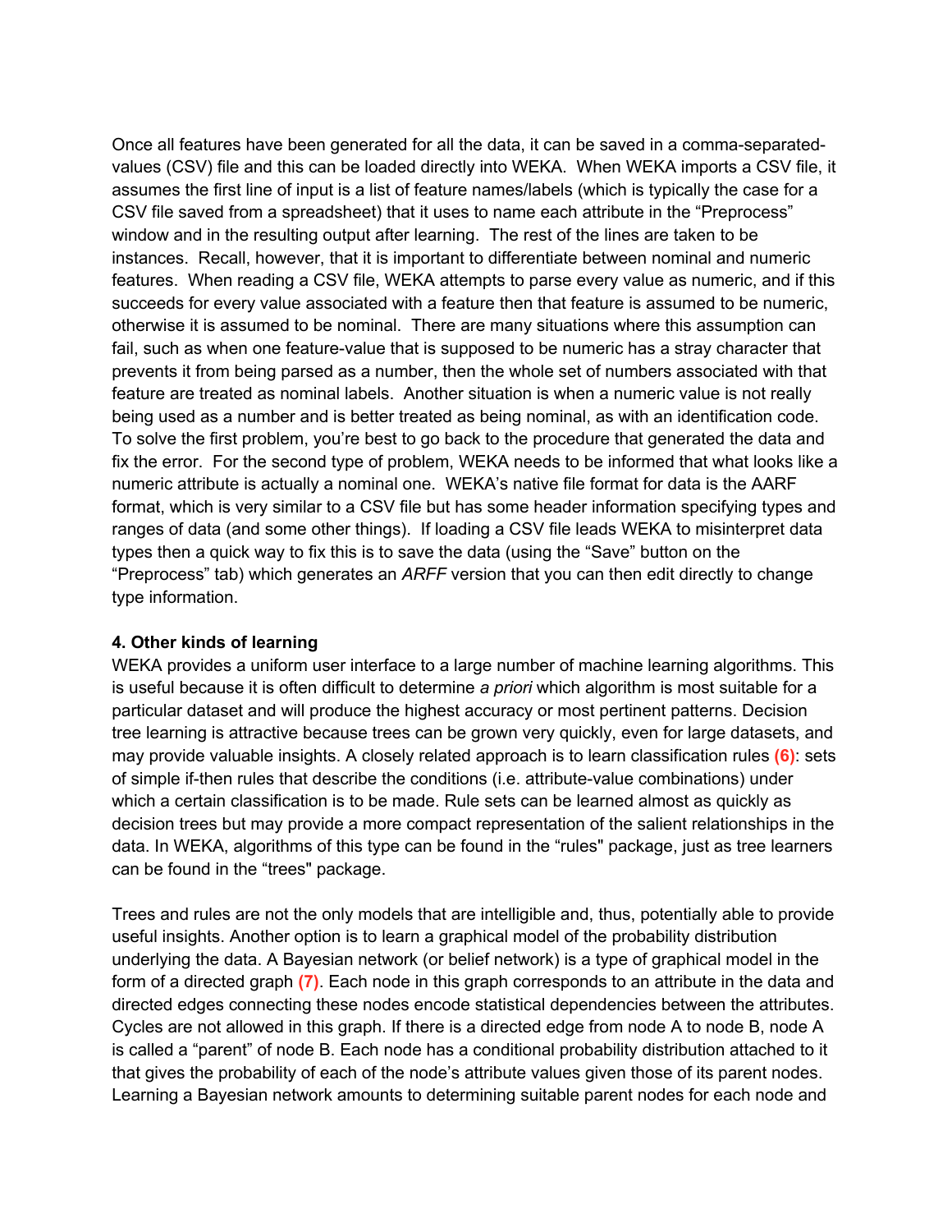Once all features have been generated for all the data, it can be saved in a comma-separated-values (CSV) file and this can be loaded directly into WEKA. When WEKA imports a CSV file, it assumes the first line of input is a list of feature names/labels (which is typically the case for a CSV file saved from a spreadsheet) that it uses to name each attribute in the "Preprocess" window and in the resulting output after learning. The rest of the lines are taken to be instances. Recall, however, that it is important to differentiate between nominal and numeric features. When reading a CSV file, WEKA attempts to parse every value as numeric, and if this succeeds for every value associated with a feature then that feature is assumed to be numeric, otherwise it is assumed to be nominal. There are many situations where this assumption can fail, such as when one feature-value that is supposed to be numeric has a stray character that prevents it from being parsed as a number, then the whole set of numbers associated with that feature are treated as nominal labels. Another situation is when a numeric value is not really being used as a number and is better treated as being nominal, as with an identification code. To solve the first problem, you're best to go back to the procedure that generated the data and fix the error. For the second type of problem, WEKA needs to be informed that what looks like a numeric attribute is actually a nominal one. WEKA's native file format for data is the AARF format, which is very similar to a CSV file but has some header information specifying types and ranges of data (and some other things). If loading a CSV file leads WEKA to misinterpret data types then a quick way to fix this is to save the data (using the "Save" button on the "Preprocess" tab) which generates an *ARFF* version that you can then edit directly to change type information.

**4. Other kinds of learning**

WEKA provides a uniform user interface to a large number of machine learning algorithms. This is useful because it is often difficult to determine *a priori* which algorithm is most suitable for a particular dataset and will produce the highest accuracy or most pertinent patterns. Decision tree learning is attractive because trees can be grown very quickly, even for large datasets, and may provide valuable insights. A closely related approach is to learn classification rules **(6)**: sets of simple if-then rules that describe the conditions (i.e. attribute-value combinations) under which a certain classification is to be made. Rule sets can be learned almost as quickly as decision trees but may provide a more compact representation of the salient relationships in the data. In WEKA, algorithms of this type can be found in the "rules" package, just as tree learners can be found in the "trees" package.

Trees and rules are not the only models that are intelligible and, thus, potentially able to provide useful insights. Another option is to learn a graphical model of the probability distribution underlying the data. A Bayesian network (or belief network) is a type of graphical model in the form of a directed graph **(7)**. Each node in this graph corresponds to an attribute in the data and directed edges connecting these nodes encode statistical dependencies between the attributes. Cycles are not allowed in this graph. If there is a directed edge from node A to node B, node A is called a "parent" of node B. Each node has a conditional probability distribution attached to it that gives the probability of each of the node's attribute values given those of its parent nodes. Learning a Bayesian network amounts to determining suitable parent nodes for each node and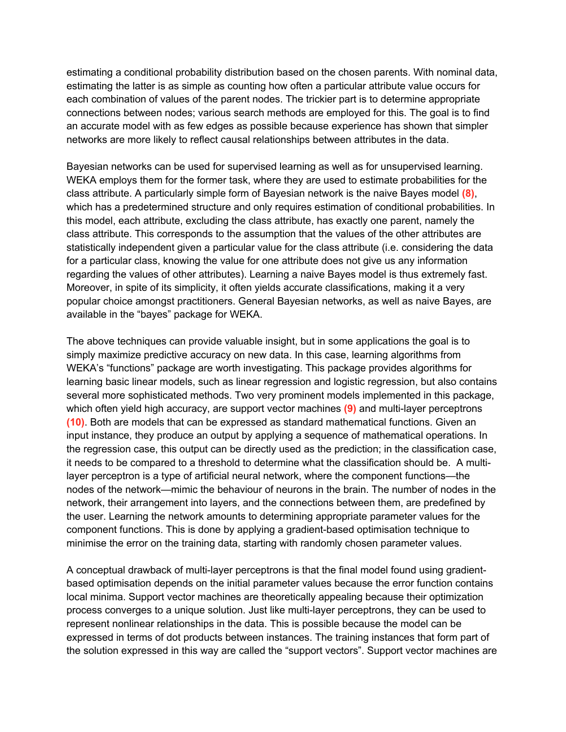estimating a conditional probability distribution based on the chosen parents. With nominal data, estimating the latter is as simple as counting how often a particular attribute value occurs for each combination of values of the parent nodes. The trickier part is to determine appropriate connections between nodes; various search methods are employed for this. The goal is to find an accurate model with as few edges as possible because experience has shown that simpler networks are more likely to reflect causal relationships between attributes in the data.

Bayesian networks can be used for supervised learning as well as for unsupervised learning. WEKA employs them for the former task, where they are used to estimate probabilities for the class attribute. A particularly simple form of Bayesian network is the naive Bayes model (8), which has a predetermined structure and only requires estimation of conditional probabilities. In this model, each attribute, excluding the class attribute, has exactly one parent, namely the class attribute. This corresponds to the assumption that the values of the other attributes are statistically independent given a particular value for the class attribute (i.e. considering the data for a particular class, knowing the value for one attribute does not give us any information regarding the values of other attributes). Learning a naive Bayes model is thus extremely fast. Moreover, in spite of its simplicity, it often yields accurate classifications, making it a very popular choice amongst practitioners. General Bayesian networks, as well as naive Bayes, are available in the “bayes” package for WEKA.

The above techniques can provide valuable insight, but in some applications the goal is to simply maximize predictive accuracy on new data. In this case, learning algorithms from WEKA’s “functions” package are worth investigating. This package provides algorithms for learning basic linear models, such as linear regression and logistic regression, but also contains several more sophisticated methods. Two very prominent models implemented in this package, which often yield high accuracy, are support vector machines (9) and multi-layer perceptrons (10). Both are models that can be expressed as standard mathematical functions. Given an input instance, they produce an output by applying a sequence of mathematical operations. In the regression case, this output can be directly used as the prediction; in the classification case, it needs to be compared to a threshold to determine what the classification should be. A multi-layer perceptron is a type of artificial neural network, where the component functions—the nodes of the network—mimic the behaviour of neurons in the brain. The number of nodes in the network, their arrangement into layers, and the connections between them, are predefined by the user. Learning the network amounts to determining appropriate parameter values for the component functions. This is done by applying a gradient-based optimisation technique to minimise the error on the training data, starting with randomly chosen parameter values.

A conceptual drawback of multi-layer perceptrons is that the final model found using gradient-based optimisation depends on the initial parameter values because the error function contains local minima. Support vector machines are theoretically appealing because their optimization process converges to a unique solution. Just like multi-layer perceptrons, they can be used to represent nonlinear relationships in the data. This is possible because the model can be expressed in terms of dot products between instances. The training instances that form part of the solution expressed in this way are called the “support vectors”. Support vector machines are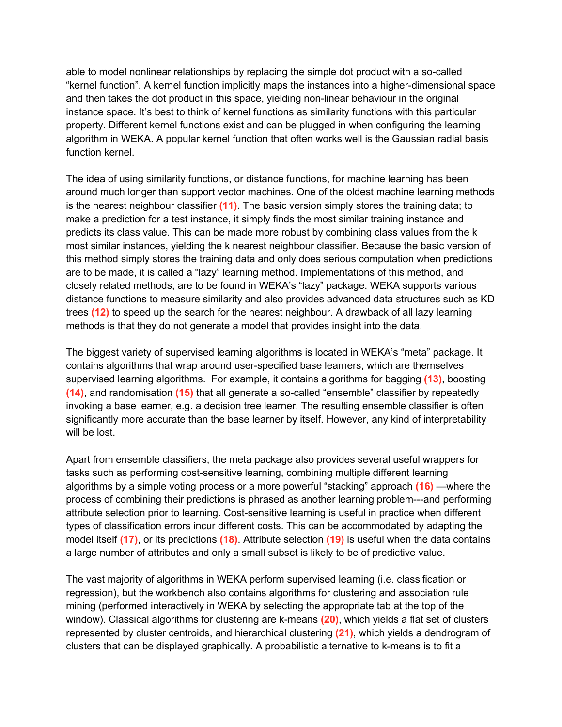able to model nonlinear relationships by replacing the simple dot product with a so-called “kernel function”. A kernel function implicitly maps the instances into a higher-dimensional space and then takes the dot product in this space, yielding non-linear behaviour in the original instance space. It’s best to think of kernel functions as similarity functions with this particular property. Different kernel functions exist and can be plugged in when configuring the learning algorithm in WEKA. A popular kernel function that often works well is the Gaussian radial basis function kernel.

The idea of using similarity functions, or distance functions, for machine learning has been around much longer than support vector machines. One of the oldest machine learning methods is the nearest neighbour classifier **(11)**. The basic version simply stores the training data; to make a prediction for a test instance, it simply finds the most similar training instance and predicts its class value. This can be made more robust by combining class values from the k most similar instances, yielding the k nearest neighbour classifier. Because the basic version of this method simply stores the training data and only does serious computation when predictions are to be made, it is called a “lazy” learning method. Implementations of this method, and closely related methods, are to be found in WEKA’s “lazy” package. WEKA supports various distance functions to measure similarity and also provides advanced data structures such as KD trees **(12)** to speed up the search for the nearest neighbour. A drawback of all lazy learning methods is that they do not generate a model that provides insight into the data.

The biggest variety of supervised learning algorithms is located in WEKA’s “meta” package. It contains algorithms that wrap around user-specified base learners, which are themselves supervised learning algorithms. For example, it contains algorithms for bagging **(13)**, boosting **(14)**, and randomisation **(15)** that all generate a so-called “ensemble” classifier by repeatedly invoking a base learner, e.g. a decision tree learner. The resulting ensemble classifier is often significantly more accurate than the base learner by itself. However, any kind of interpretability will be lost.

Apart from ensemble classifiers, the meta package also provides several useful wrappers for tasks such as performing cost-sensitive learning, combining multiple different learning algorithms by a simple voting process or a more powerful “stacking” approach **(16)** —where the process of combining their predictions is phrased as another learning problem---and performing attribute selection prior to learning. Cost-sensitive learning is useful in practice when different types of classification errors incur different costs. This can be accommodated by adapting the model itself **(17)**, or its predictions **(18)**. Attribute selection **(19)** is useful when the data contains a large number of attributes and only a small subset is likely to be of predictive value.

The vast majority of algorithms in WEKA perform supervised learning (i.e. classification or regression), but the workbench also contains algorithms for clustering and association rule mining (performed interactively in WEKA by selecting the appropriate tab at the top of the window). Classical algorithms for clustering are k-means **(20)**, which yields a flat set of clusters represented by cluster centroids, and hierarchical clustering **(21)**, which yields a dendrogram of clusters that can be displayed graphically. A probabilistic alternative to k-means is to fit a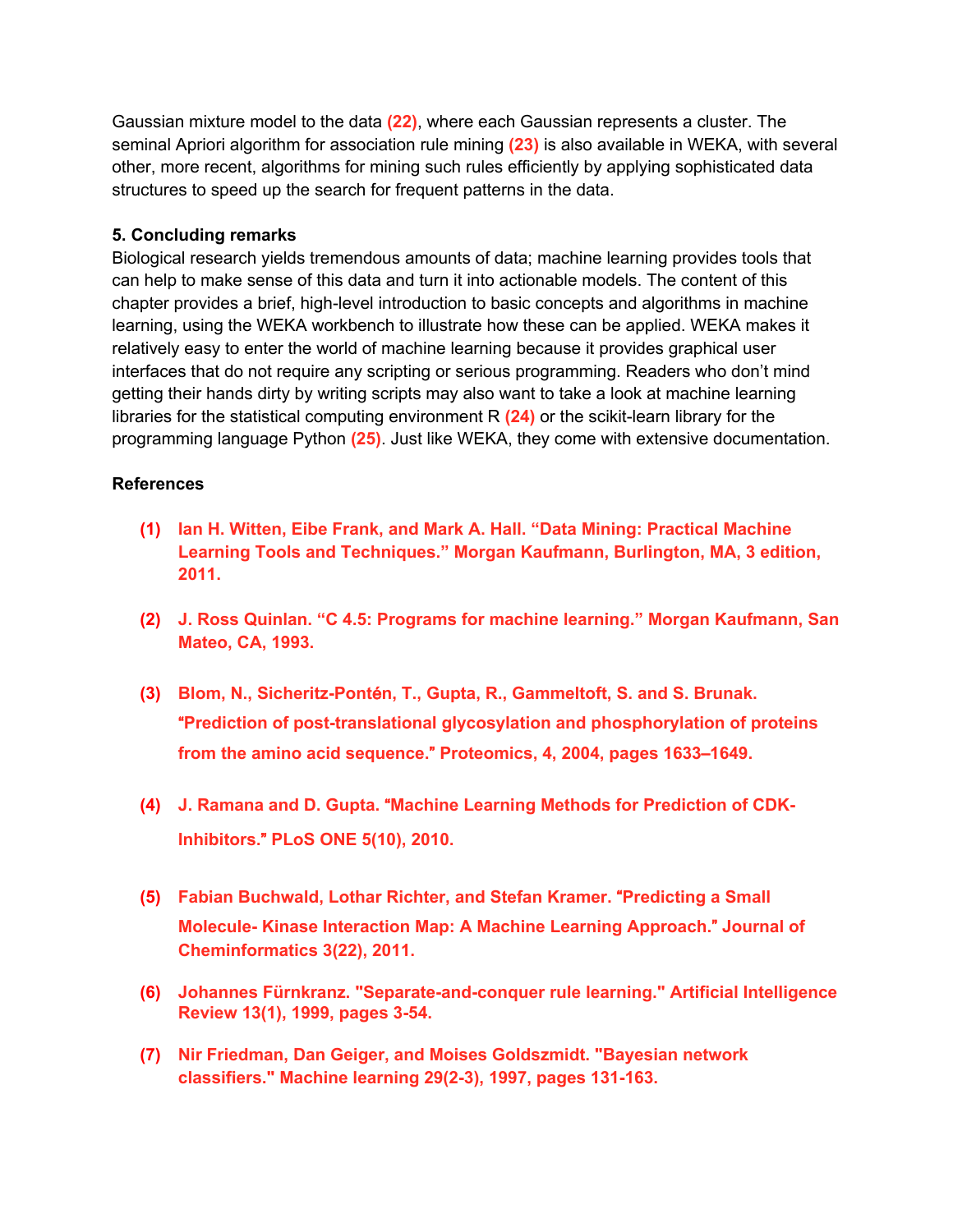Gaussian mixture model to the data (22), where each Gaussian represents a cluster. The seminal Apriori algorithm for association rule mining (23) is also available in WEKA, with several other, more recent, algorithms for mining such rules efficiently by applying sophisticated data structures to speed up the search for frequent patterns in the data.

### 5. Concluding remarks

Biological research yields tremendous amounts of data; machine learning provides tools that can help to make sense of this data and turn it into actionable models. The content of this chapter provides a brief, high-level introduction to basic concepts and algorithms in machine learning, using the WEKA workbench to illustrate how these can be applied. WEKA makes it relatively easy to enter the world of machine learning because it provides graphical user interfaces that do not require any scripting or serious programming. Readers who don't mind getting their hands dirty by writing scripts may also want to take a look at machine learning libraries for the statistical computing environment R (24) or the scikit-learn library for the programming language Python (25). Just like WEKA, they come with extensive documentation.

### References

(1) Ian H. Witten, Eibe Frank, and Mark A. Hall. "Data Mining: Practical Machine Learning Tools and Techniques." Morgan Kaufmann, Burlington, MA, 3 edition, 2011.

(2) J. Ross Quinlan. "C 4.5: Programs for machine learning." Morgan Kaufmann, San Mateo, CA, 1993.

(3) Blom, N., Sicheritz-Pontén, T., Gupta, R., Gammeltoft, S. and S. Brunak. "Prediction of post-translational glycosylation and phosphorylation of proteins from the amino acid sequence." Proteomics, 4, 2004, pages 1633–1649.

(4) J. Ramana and D. Gupta. "Machine Learning Methods for Prediction of CDK-Inhibitors." PLoS ONE 5(10), 2010.

(5) Fabian Buchwald, Lothar Richter, and Stefan Kramer. "Predicting a Small Molecule- Kinase Interaction Map: A Machine Learning Approach." Journal of Cheminformatics 3(22), 2011.

(6) Johannes Fürnkranz. "Separate-and-conquer rule learning." Artificial Intelligence Review 13(1), 1999, pages 3-54.

(7) Nir Friedman, Dan Geiger, and Moises Goldszmidt. "Bayesian network classifiers." Machine learning 29(2-3), 1997, pages 131-163.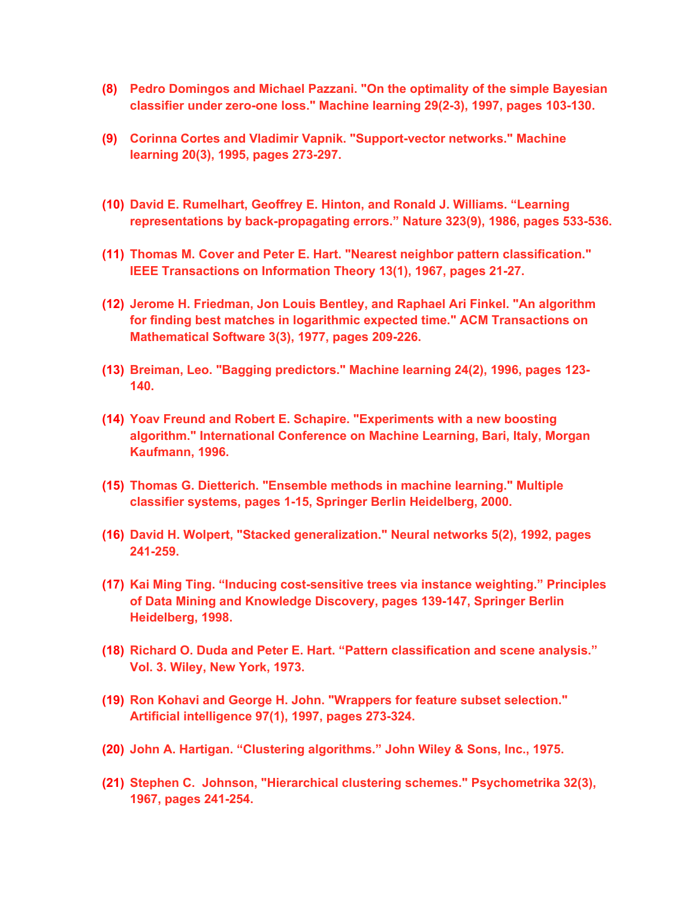(8) Pedro Domingos and Michael Pazzani. "On the optimality of the simple Bayesian classifier under zero-one loss." Machine learning 29(2-3), 1997, pages 103-130.

(9) Corinna Cortes and Vladimir Vapnik. "Support-vector networks." Machine learning 20(3), 1995, pages 273-297.

(10) David E. Rumelhart, Geoffrey E. Hinton, and Ronald J. Williams. “Learning representations by back-propagating errors.” Nature 323(9), 1986, pages 533-536.

(11) Thomas M. Cover and Peter E. Hart. "Nearest neighbor pattern classification." IEEE Transactions on Information Theory 13(1), 1967, pages 21-27.

(12) Jerome H. Friedman, Jon Louis Bentley, and Raphael Ari Finkel. "An algorithm for finding best matches in logarithmic expected time." ACM Transactions on Mathematical Software 3(3), 1977, pages 209-226.

(13) Breiman, Leo. "Bagging predictors." Machine learning 24(2), 1996, pages 123-140.

(14) Yoav Freund and Robert E. Schapire. "Experiments with a new boosting algorithm." International Conference on Machine Learning, Bari, Italy, Morgan Kaufmann, 1996.

(15) Thomas G. Dietterich. "Ensemble methods in machine learning." Multiple classifier systems, pages 1-15, Springer Berlin Heidelberg, 2000.

(16) David H. Wolpert, "Stacked generalization." Neural networks 5(2), 1992, pages 241-259.

(17) Kai Ming Ting. “Inducing cost-sensitive trees via instance weighting.” Principles of Data Mining and Knowledge Discovery, pages 139-147, Springer Berlin Heidelberg, 1998.

(18) Richard O. Duda and Peter E. Hart. “Pattern classification and scene analysis.” Vol. 3. Wiley, New York, 1973.

(19) Ron Kohavi and George H. John. "Wrappers for feature subset selection." Artificial intelligence 97(1), 1997, pages 273-324.

(20) John A. Hartigan. “Clustering algorithms.” John Wiley & Sons, Inc., 1975.

(21) Stephen C. Johnson, "Hierarchical clustering schemes." Psychometrika 32(3), 1967, pages 241-254.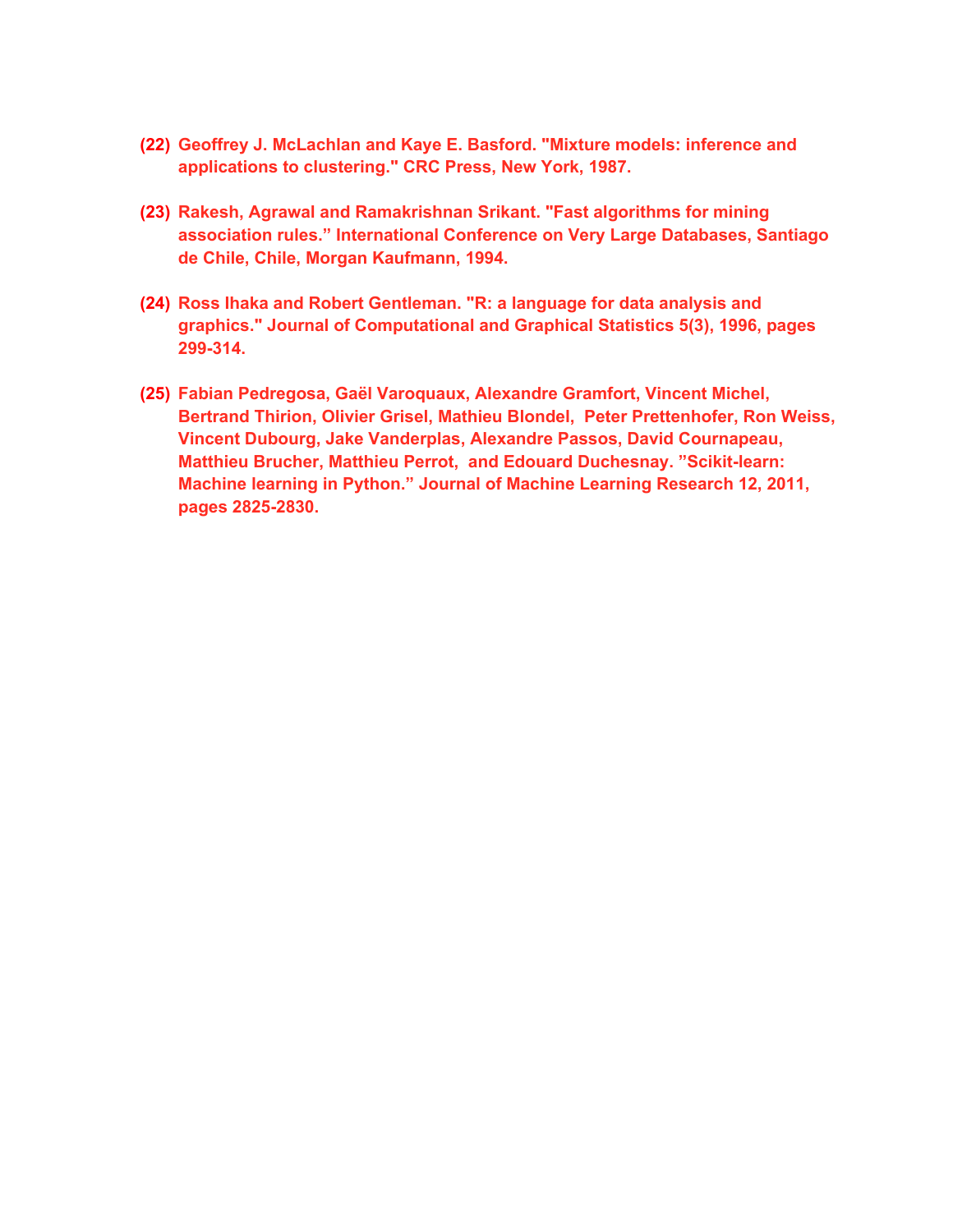(22) Geoffrey J. McLachlan and Kaye E. Basford. "Mixture models: inference and applications to clustering." CRC Press, New York, 1987.

(23) Rakesh, Agrawal and Ramakrishnan Srikant. "Fast algorithms for mining association rules." International Conference on Very Large Databases, Santiago de Chile, Chile, Morgan Kaufmann, 1994.

(24) Ross Ihaka and Robert Gentleman. "R: a language for data analysis and graphics." Journal of Computational and Graphical Statistics 5(3), 1996, pages 299-314.

(25) Fabian Pedregosa, Gaël Varoquaux, Alexandre Gramfort, Vincent Michel, Bertrand Thirion, Olivier Grisel, Mathieu Blondel, Peter Prettenhofer, Ron Weiss, Vincent Dubourg, Jake Vanderplas, Alexandre Passos, David Cournapeau, Matthieu Brucher, Matthieu Perrot, and Edouard Duchesnay. "Scikit-learn: Machine learning in Python." Journal of Machine Learning Research 12, 2011, pages 2825-2830.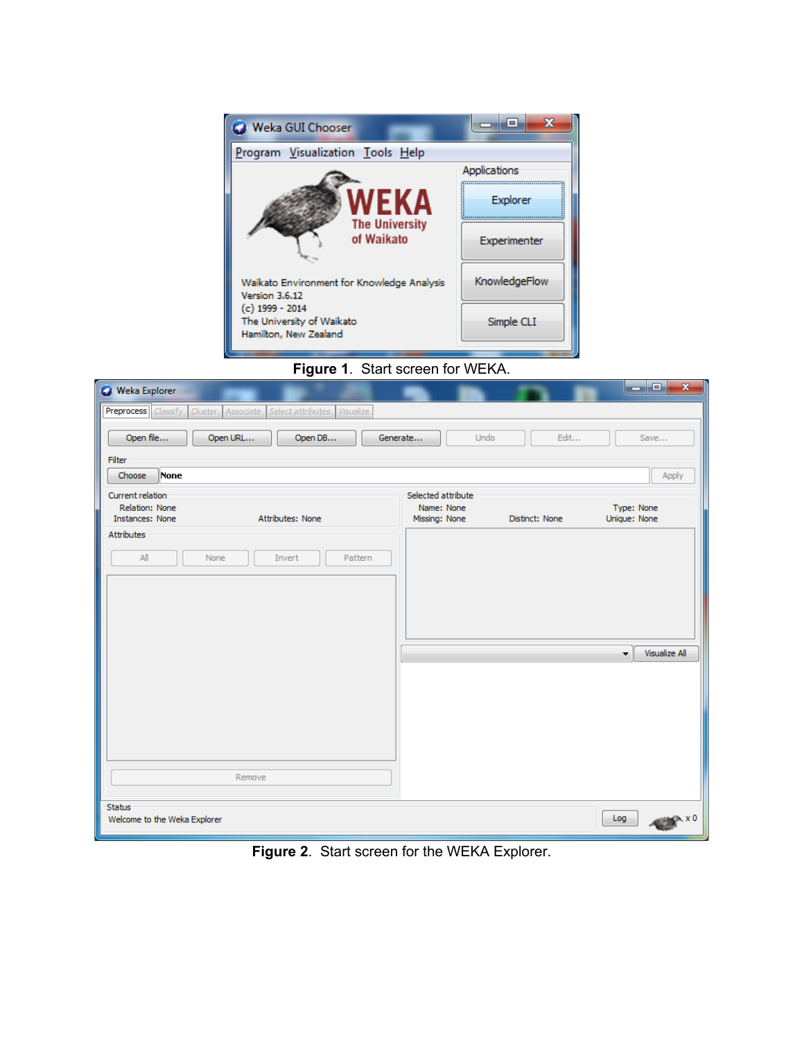**Figure 1**. Start screen for WEKA.

**Figure 2**. Start screen for the WEKA Explorer.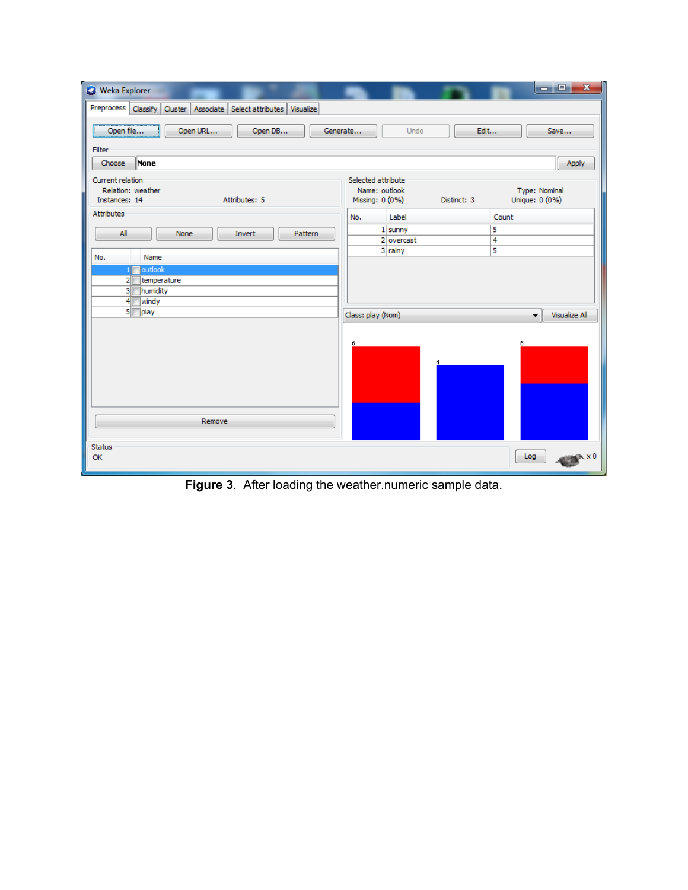**Figure 3**. After loading the weather.numeric sample data.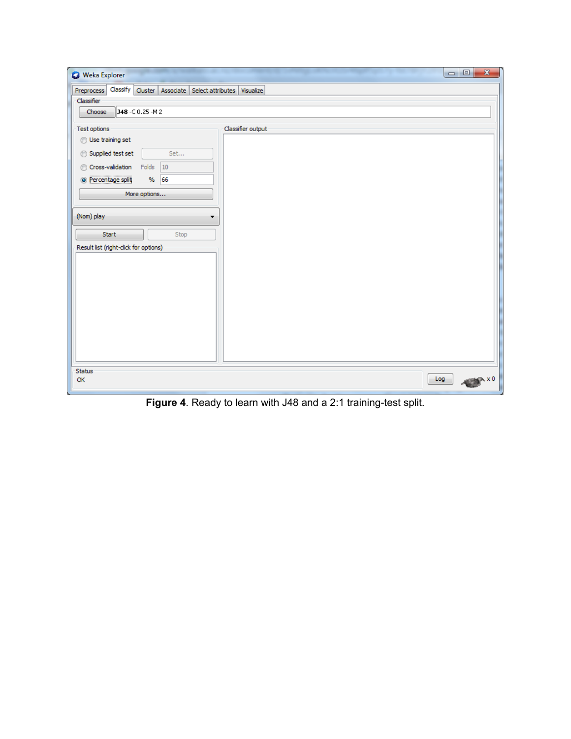**Figure 4**. Ready to learn with J48 and a 2:1 training-test split.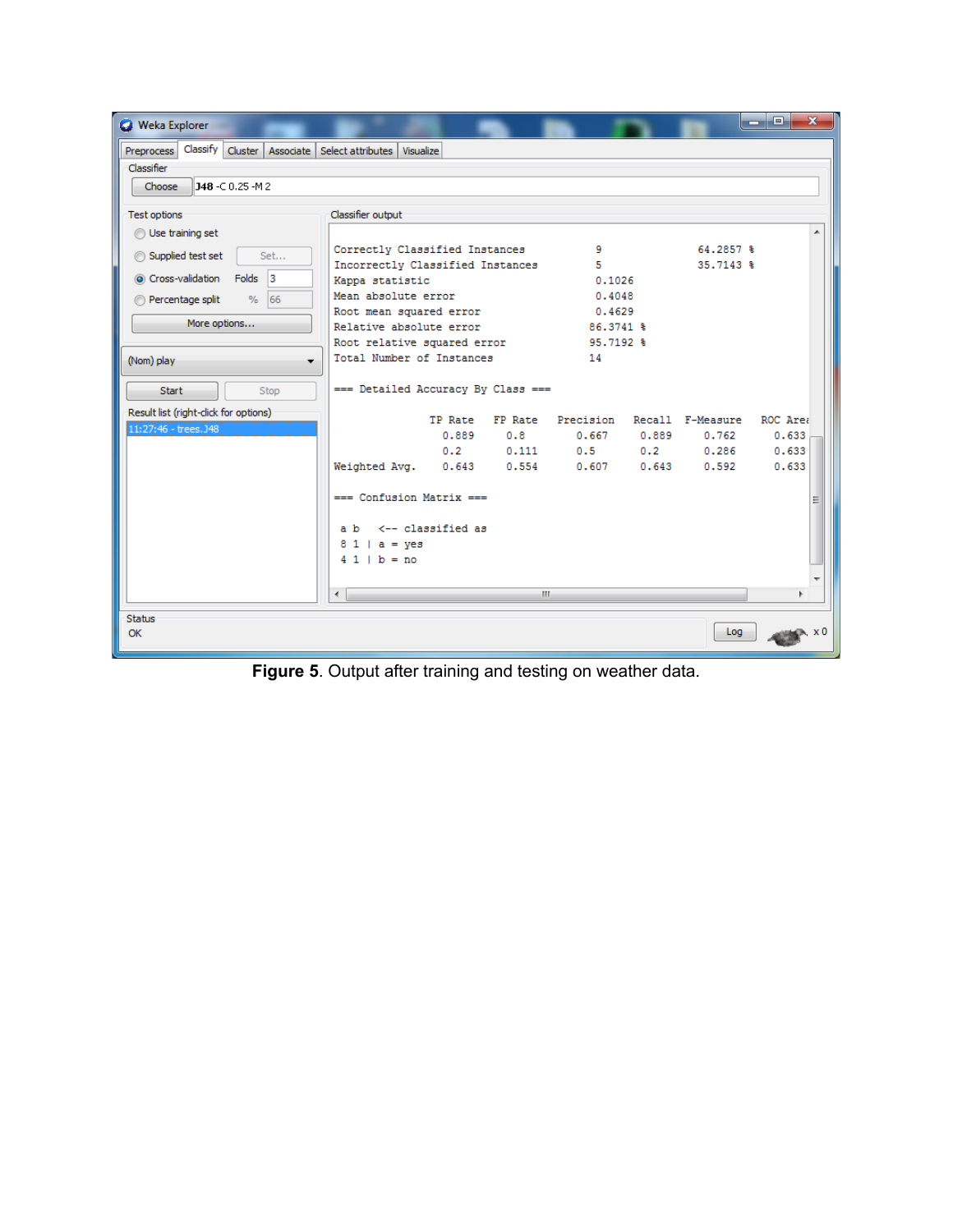```
Weka Explorer

Preprocess | Classify | Cluster | Associate | Select attributes | Visualize

Classifier
Choose  J48 -C 0.25 -M 2

Test options
( ) Use training set
( ) Supplied test set    Set...
(o) Cross-validation   Folds 3
( ) Percentage split   % 66
More options...

(Nom) play

Start   Stop

Result list (right-click for options)
11:27:46 - trees.J48

Classifier output

Correctly Classified Instances           9               64.2857 %
Incorrectly Classified Instances         5               35.7143 %
Kappa statistic                          0.1026
Mean absolute error                      0.4048
Root mean squared error                  0.4629
Relative absolute error                 86.3741 %
Root relative squared error             95.7192 %
Total Number of Instances               14

=== Detailed Accuracy By Class ===

               TP Rate   FP Rate   Precision   Recall  F-Measure   ROC Area
                 0.889     0.8       0.667      0.889     0.762      0.633
                 0.2       0.111     0.5        0.2       0.286      0.633
Weighted Avg.    0.643     0.554     0.607      0.643     0.592      0.633

=== Confusion Matrix ===

 a b   <-- classified as
 8 1 | a = yes
 4 1 | b = no

Status
OK
```

**Figure 5**. Output after training and testing on weather data.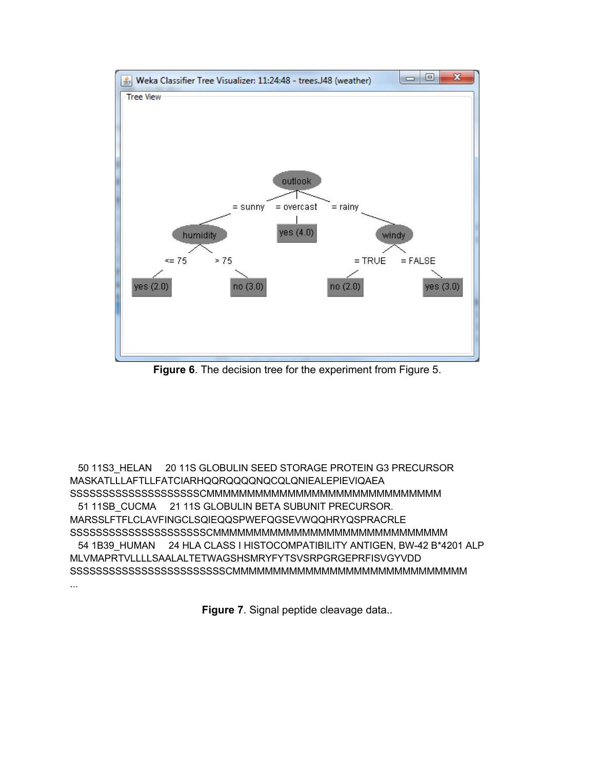Weka Classifier Tree Visualizer: 11:24:48 - trees.J48 (weather)

Tree View

outlook

= sunny

= overcast

= rainy

humidity

yes (4.0)

windy

<= 75

> 75

= TRUE

= FALSE

yes (2.0)

no (3.0)

no (2.0)

yes (3.0)

**Figure 6**. The decision tree for the experiment from Figure 5.

```
   50 11S3_HELAN     20 11S GLOBULIN SEED STORAGE PROTEIN G3 PRECURSOR
MASKATLLLAFTLLFATCIARHQQRQQQQNQCQLQNIEALEPIEVIQAEA
SSSSSSSSSSSSSSSSSSSSCMMMMMMMMMMMMMMMMMMMMMMMMMMMMM
   51 11SB_CUCMA     21 11S GLOBULIN BETA SUBUNIT PRECURSOR.
MARSSLFTFLCLAVFINGCLSQIEQQSPWEFQGSEVWQQHRYQSPRACRLE
SSSSSSSSSSSSSSSSSSSSSCMMMMMMMMMMMMMMMMMMMMMMMMMMMMM
   54 1B39_HUMAN     24 HLA CLASS I HISTOCOMPATIBILITY ANTIGEN, BW-42 B*4201 ALP
MLVMAPRTVLLLLSAALALTETWAGSHSMRYFYTSVSRPGRGEPRFISVGYVDD
SSSSSSSSSSSSSSSSSSSSSSSSCMMMMMMMMMMMMMMMMMMMMMMMMMMMMM
...
```

**Figure 7**. Signal peptide cleavage data..